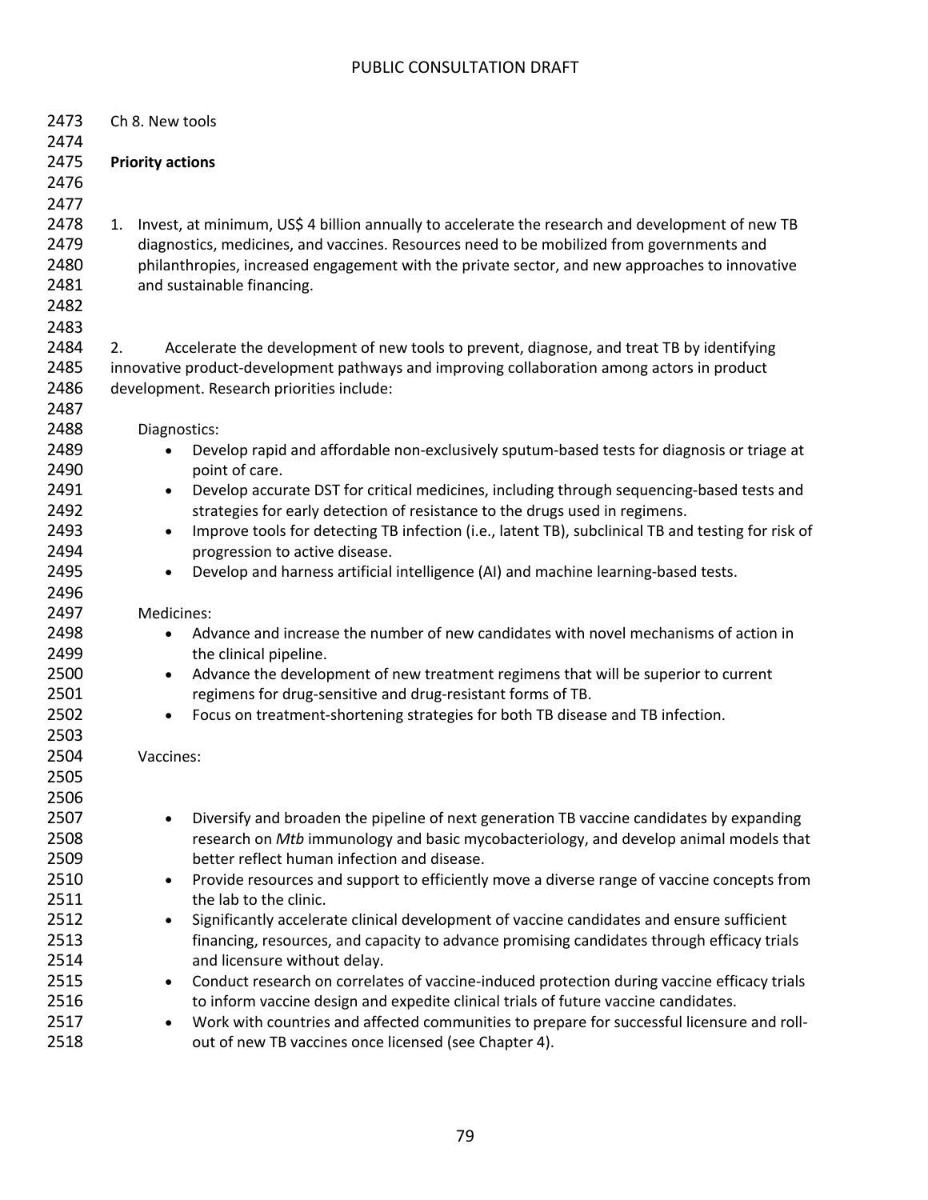# Ch 8. New tools

## Priority actions

1. Invest, at minimum, US$ 4 billion annually to accelerate the research and development of new TB diagnostics, medicines, and vaccines. Resources need to be mobilized from governments and philanthropies, increased engagement with the private sector, and new approaches to innovative and sustainable financing.

2. Accelerate the development of new tools to prevent, diagnose, and treat TB by identifying innovative product-development pathways and improving collaboration among actors in product development. Research priorities include:

   Diagnostics:

   - Develop rapid and affordable non-exclusively sputum-based tests for diagnosis or triage at point of care.
   - Develop accurate DST for critical medicines, including through sequencing-based tests and strategies for early detection of resistance to the drugs used in regimens.
   - Improve tools for detecting TB infection (i.e., latent TB), subclinical TB and testing for risk of progression to active disease.
   - Develop and harness artificial intelligence (AI) and machine learning-based tests.

   Medicines:

   - Advance and increase the number of new candidates with novel mechanisms of action in the clinical pipeline.
   - Advance the development of new treatment regimens that will be superior to current regimens for drug-sensitive and drug-resistant forms of TB.
   - Focus on treatment-shortening strategies for both TB disease and TB infection.

   Vaccines:

   - Diversify and broaden the pipeline of next generation TB vaccine candidates by expanding research on *Mtb* immunology and basic mycobacteriology, and develop animal models that better reflect human infection and disease.
   - Provide resources and support to efficiently move a diverse range of vaccine concepts from the lab to the clinic.
   - Significantly accelerate clinical development of vaccine candidates and ensure sufficient financing, resources, and capacity to advance promising candidates through efficacy trials and licensure without delay.
   - Conduct research on correlates of vaccine-induced protection during vaccine efficacy trials to inform vaccine design and expedite clinical trials of future vaccine candidates.
   - Work with countries and affected communities to prepare for successful licensure and roll-out of new TB vaccines once licensed (see Chapter 4).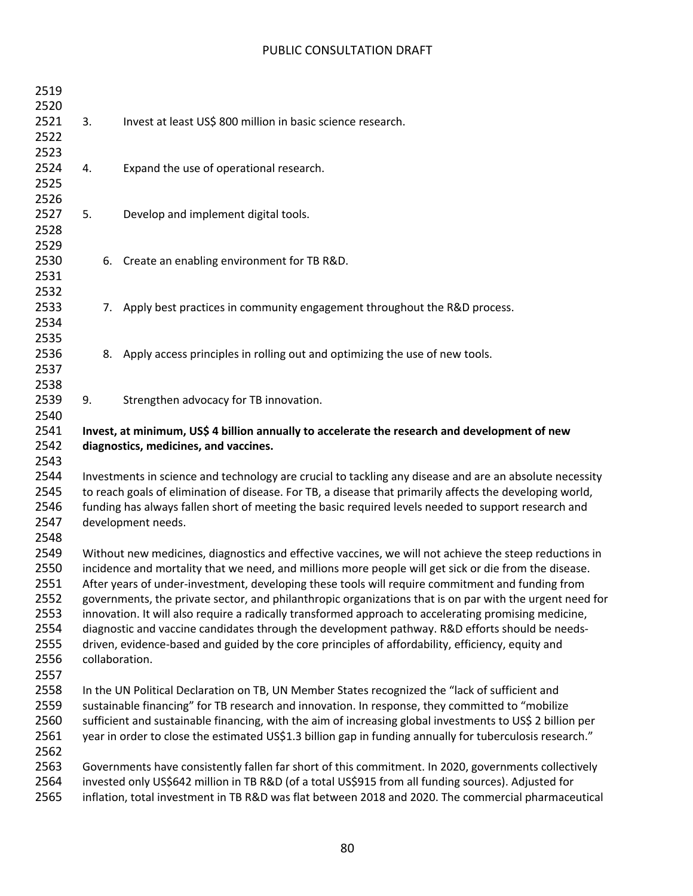3. Invest at least US$ 800 million in basic science research.

4. Expand the use of operational research.

5. Develop and implement digital tools.

6. Create an enabling environment for TB R&D.

7. Apply best practices in community engagement throughout the R&D process.

8. Apply access principles in rolling out and optimizing the use of new tools.

9. Strengthen advocacy for TB innovation.

**Invest, at minimum, US$ 4 billion annually to accelerate the research and development of new diagnostics, medicines, and vaccines.**

Investments in science and technology are crucial to tackling any disease and are an absolute necessity to reach goals of elimination of disease. For TB, a disease that primarily affects the developing world, funding has always fallen short of meeting the basic required levels needed to support research and development needs.

Without new medicines, diagnostics and effective vaccines, we will not achieve the steep reductions in incidence and mortality that we need, and millions more people will get sick or die from the disease. After years of under-investment, developing these tools will require commitment and funding from governments, the private sector, and philanthropic organizations that is on par with the urgent need for innovation. It will also require a radically transformed approach to accelerating promising medicine, diagnostic and vaccine candidates through the development pathway. R&D efforts should be needs-driven, evidence-based and guided by the core principles of affordability, efficiency, equity and collaboration.

In the UN Political Declaration on TB, UN Member States recognized the "lack of sufficient and sustainable financing" for TB research and innovation. In response, they committed to "mobilize sufficient and sustainable financing, with the aim of increasing global investments to US$ 2 billion per year in order to close the estimated US$1.3 billion gap in funding annually for tuberculosis research."

Governments have consistently fallen far short of this commitment. In 2020, governments collectively invested only US$642 million in TB R&D (of a total US$915 from all funding sources). Adjusted for inflation, total investment in TB R&D was flat between 2018 and 2020. The commercial pharmaceutical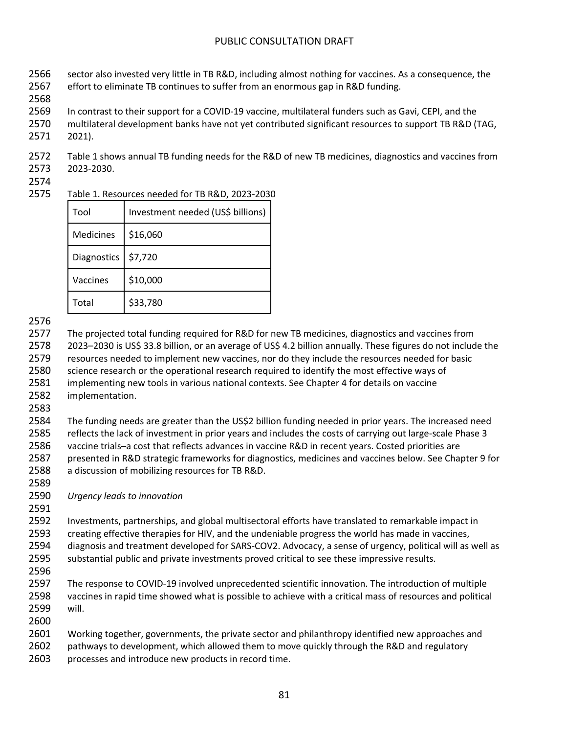sector also invested very little in TB R&D, including almost nothing for vaccines. As a consequence, the effort to eliminate TB continues to suffer from an enormous gap in R&D funding.

In contrast to their support for a COVID-19 vaccine, multilateral funders such as Gavi, CEPI, and the multilateral development banks have not yet contributed significant resources to support TB R&D (TAG, 2021).

Table 1 shows annual TB funding needs for the R&D of new TB medicines, diagnostics and vaccines from 2023-2030.

Table 1. Resources needed for TB R&D, 2023-2030

| Tool | Investment needed (US$ billions) |
|---|---|
| Medicines | $16,060 |
| Diagnostics | $7,720 |
| Vaccines | $10,000 |
| Total | $33,780 |

The projected total funding required for R&D for new TB medicines, diagnostics and vaccines from 2023–2030 is US$ 33.8 billion, or an average of US$ 4.2 billion annually. These figures do not include the resources needed to implement new vaccines, nor do they include the resources needed for basic science research or the operational research required to identify the most effective ways of implementing new tools in various national contexts. See Chapter 4 for details on vaccine implementation.

The funding needs are greater than the US$2 billion funding needed in prior years. The increased need reflects the lack of investment in prior years and includes the costs of carrying out large-scale Phase 3 vaccine trials–a cost that reflects advances in vaccine R&D in recent years. Costed priorities are presented in R&D strategic frameworks for diagnostics, medicines and vaccines below. See Chapter 9 for a discussion of mobilizing resources for TB R&D.

*Urgency leads to innovation*

Investments, partnerships, and global multisectoral efforts have translated to remarkable impact in creating effective therapies for HIV, and the undeniable progress the world has made in vaccines, diagnosis and treatment developed for SARS-COV2. Advocacy, a sense of urgency, political will as well as substantial public and private investments proved critical to see these impressive results.

The response to COVID-19 involved unprecedented scientific innovation. The introduction of multiple vaccines in rapid time showed what is possible to achieve with a critical mass of resources and political will.

Working together, governments, the private sector and philanthropy identified new approaches and pathways to development, which allowed them to move quickly through the R&D and regulatory processes and introduce new products in record time.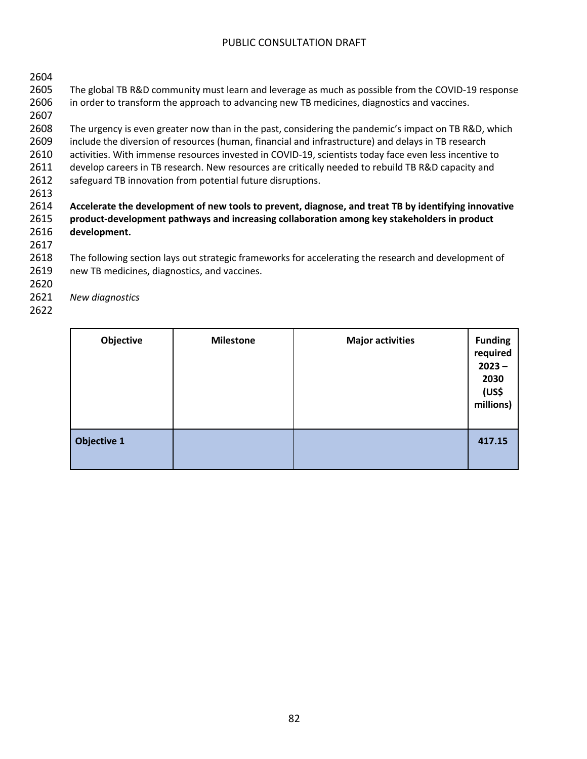The global TB R&D community must learn and leverage as much as possible from the COVID-19 response in order to transform the approach to advancing new TB medicines, diagnostics and vaccines.

The urgency is even greater now than in the past, considering the pandemic's impact on TB R&D, which include the diversion of resources (human, financial and infrastructure) and delays in TB research activities. With immense resources invested in COVID-19, scientists today face even less incentive to develop careers in TB research. New resources are critically needed to rebuild TB R&D capacity and safeguard TB innovation from potential future disruptions.

**Accelerate the development of new tools to prevent, diagnose, and treat TB by identifying innovative product-development pathways and increasing collaboration among key stakeholders in product development.**

The following section lays out strategic frameworks for accelerating the research and development of new TB medicines, diagnostics, and vaccines.

*New diagnostics*

| Objective | Milestone | Major activities | Funding required 2023 – 2030 (US$ millions) |
|---|---|---|---|
| **Objective 1** | | | **417.15** |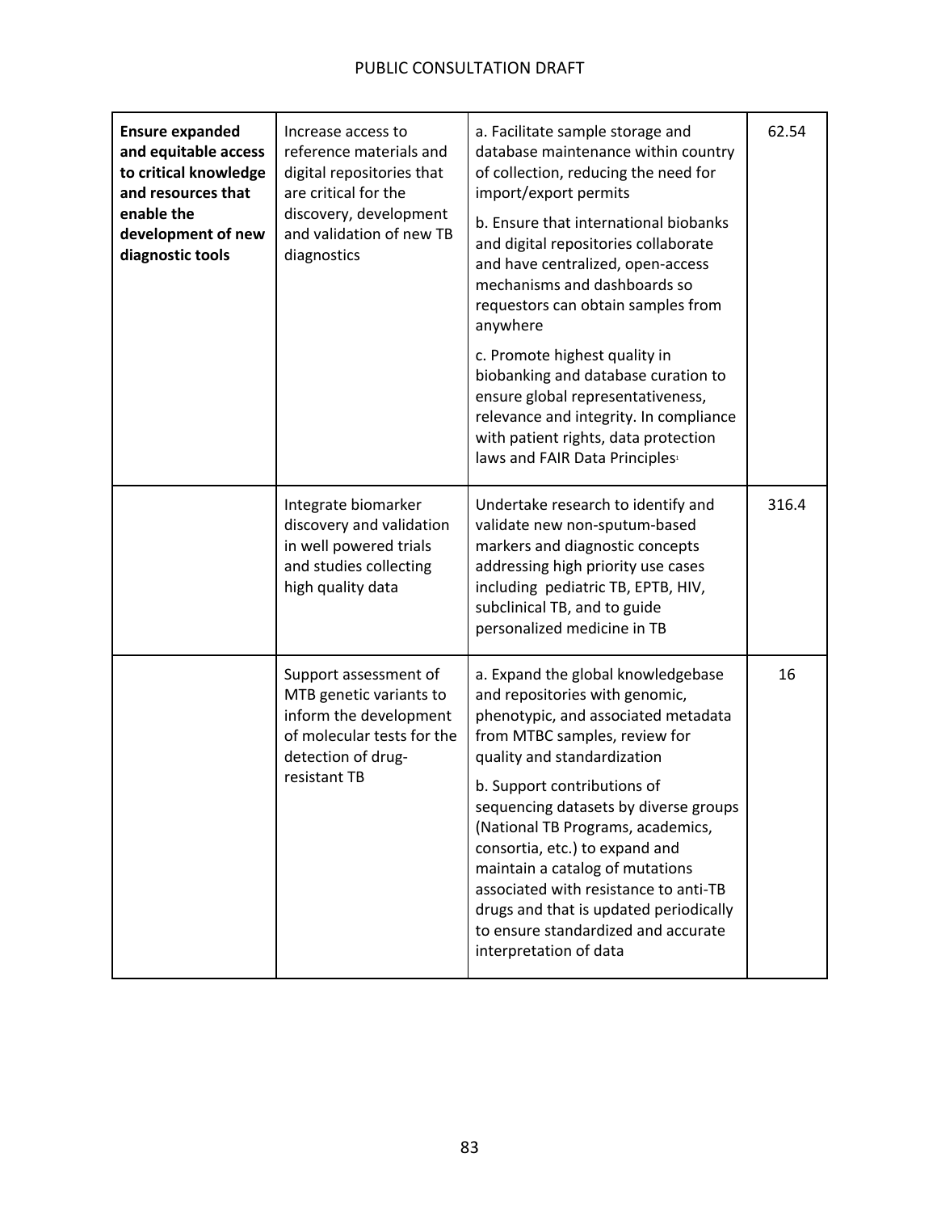| | | | |
|---|---|---|---|
| **Ensure expanded and equitable access to critical knowledge and resources that enable the development of new diagnostic tools** | Increase access to reference materials and digital repositories that are critical for the discovery, development and validation of new TB diagnostics | a. Facilitate sample storage and database maintenance within country of collection, reducing the need for import/export permits<br><br>b. Ensure that international biobanks and digital repositories collaborate and have centralized, open-access mechanisms and dashboards so requestors can obtain samples from anywhere<br><br>c. Promote highest quality in biobanking and database curation to ensure global representativeness, relevance and integrity. In compliance with patient rights, data protection laws and FAIR Data Principles[1] | 62.54 |
| | Integrate biomarker discovery and validation in well powered trials and studies collecting high quality data | Undertake research to identify and validate new non-sputum-based markers and diagnostic concepts addressing high priority use cases including pediatric TB, EPTB, HIV, subclinical TB, and to guide personalized medicine in TB | 316.4 |
| | Support assessment of MTB genetic variants to inform the development of molecular tests for the detection of drug-resistant TB | a. Expand the global knowledgebase and repositories with genomic, phenotypic, and associated metadata from MTBC samples, review for quality and standardization<br><br>b. Support contributions of sequencing datasets by diverse groups (National TB Programs, academics, consortia, etc.) to expand and maintain a catalog of mutations associated with resistance to anti-TB drugs and that is updated periodically to ensure standardized and accurate interpretation of data | 16 |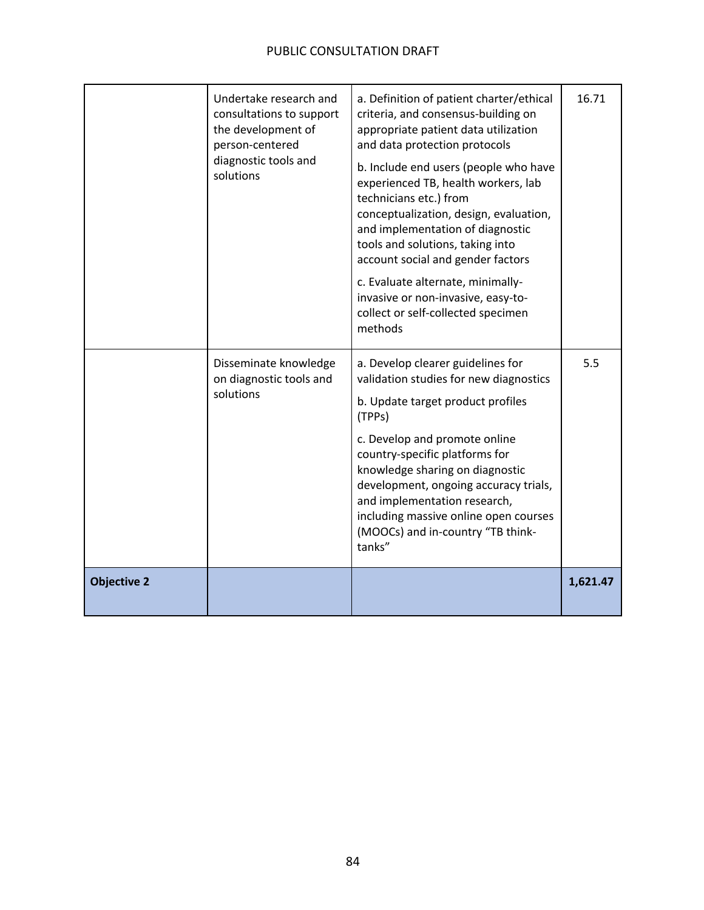| | | | |
|---|---|---|---|
| | Undertake research and consultations to support the development of person-centered diagnostic tools and solutions | a. Definition of patient charter/ethical criteria, and consensus-building on appropriate patient data utilization and data protection protocols<br><br>b. Include end users (people who have experienced TB, health workers, lab technicians etc.) from conceptualization, design, evaluation, and implementation of diagnostic tools and solutions, taking into account social and gender factors<br><br>c. Evaluate alternate, minimally-invasive or non-invasive, easy-to-collect or self-collected specimen methods | 16.71 |
| | Disseminate knowledge on diagnostic tools and solutions | a. Develop clearer guidelines for validation studies for new diagnostics<br><br>b. Update target product profiles (TPPs)<br><br>c. Develop and promote online country-specific platforms for knowledge sharing on diagnostic development, ongoing accuracy trials, and implementation research, including massive online open courses (MOOCs) and in-country "TB think-tanks" | 5.5 |
| **Objective 2** | | | **1,621.47** |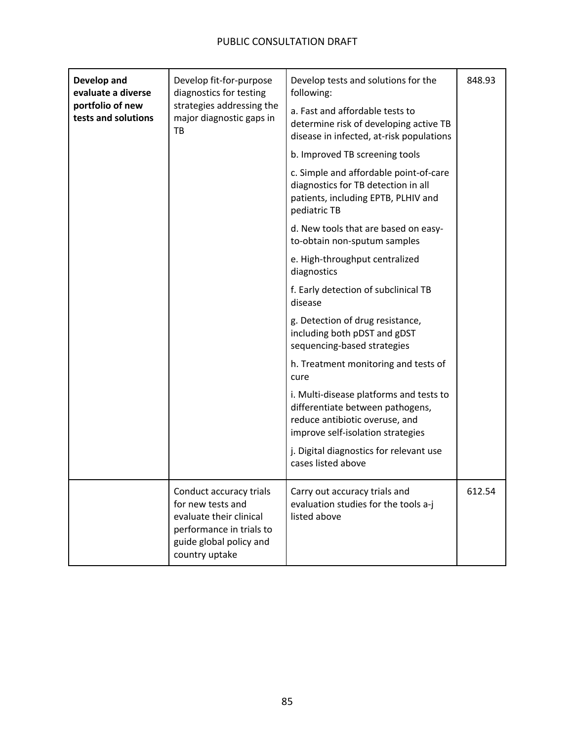| | | | |
|---|---|---|---|
| **Develop and evaluate a diverse portfolio of new tests and solutions** | Develop fit-for-purpose diagnostics for testing strategies addressing the major diagnostic gaps in TB | Develop tests and solutions for the following:<br><br>a. Fast and affordable tests to determine risk of developing active TB disease in infected, at-risk populations<br><br>b. Improved TB screening tools<br><br>c. Simple and affordable point-of-care diagnostics for TB detection in all patients, including EPTB, PLHIV and pediatric TB<br><br>d. New tools that are based on easy-to-obtain non-sputum samples<br><br>e. High-throughput centralized diagnostics<br><br>f. Early detection of subclinical TB disease<br><br>g. Detection of drug resistance, including both pDST and gDST sequencing-based strategies<br><br>h. Treatment monitoring and tests of cure<br><br>i. Multi-disease platforms and tests to differentiate between pathogens, reduce antibiotic overuse, and improve self-isolation strategies<br><br>j. Digital diagnostics for relevant use cases listed above | 848.93 |
| | Conduct accuracy trials for new tests and evaluate their clinical performance in trials to guide global policy and country uptake | Carry out accuracy trials and evaluation studies for the tools a-j listed above | 612.54 |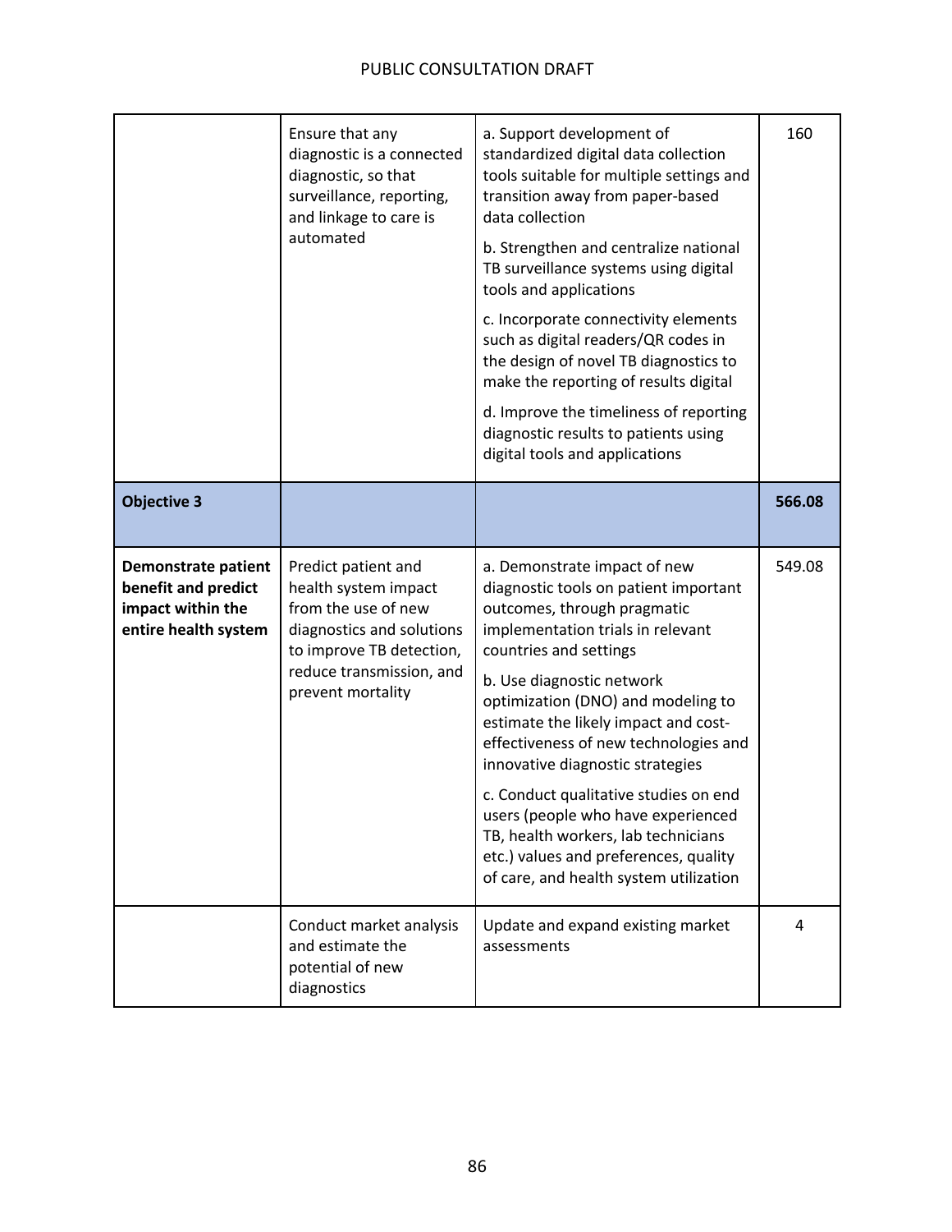| | | | |
|---|---|---|---|
| | Ensure that any diagnostic is a connected diagnostic, so that surveillance, reporting, and linkage to care is automated | a. Support development of standardized digital data collection tools suitable for multiple settings and transition away from paper-based data collection<br><br>b. Strengthen and centralize national TB surveillance systems using digital tools and applications<br><br>c. Incorporate connectivity elements such as digital readers/QR codes in the design of novel TB diagnostics to make the reporting of results digital<br><br>d. Improve the timeliness of reporting diagnostic results to patients using digital tools and applications | 160 |
| **Objective 3** | | | **566.08** |
| **Demonstrate patient benefit and predict impact within the entire health system** | Predict patient and health system impact from the use of new diagnostics and solutions to improve TB detection, reduce transmission, and prevent mortality | a. Demonstrate impact of new diagnostic tools on patient important outcomes, through pragmatic implementation trials in relevant countries and settings<br><br>b. Use diagnostic network optimization (DNO) and modeling to estimate the likely impact and cost-effectiveness of new technologies and innovative diagnostic strategies<br><br>c. Conduct qualitative studies on end users (people who have experienced TB, health workers, lab technicians etc.) values and preferences, quality of care, and health system utilization | 549.08 |
| | Conduct market analysis and estimate the potential of new diagnostics | Update and expand existing market assessments | 4 |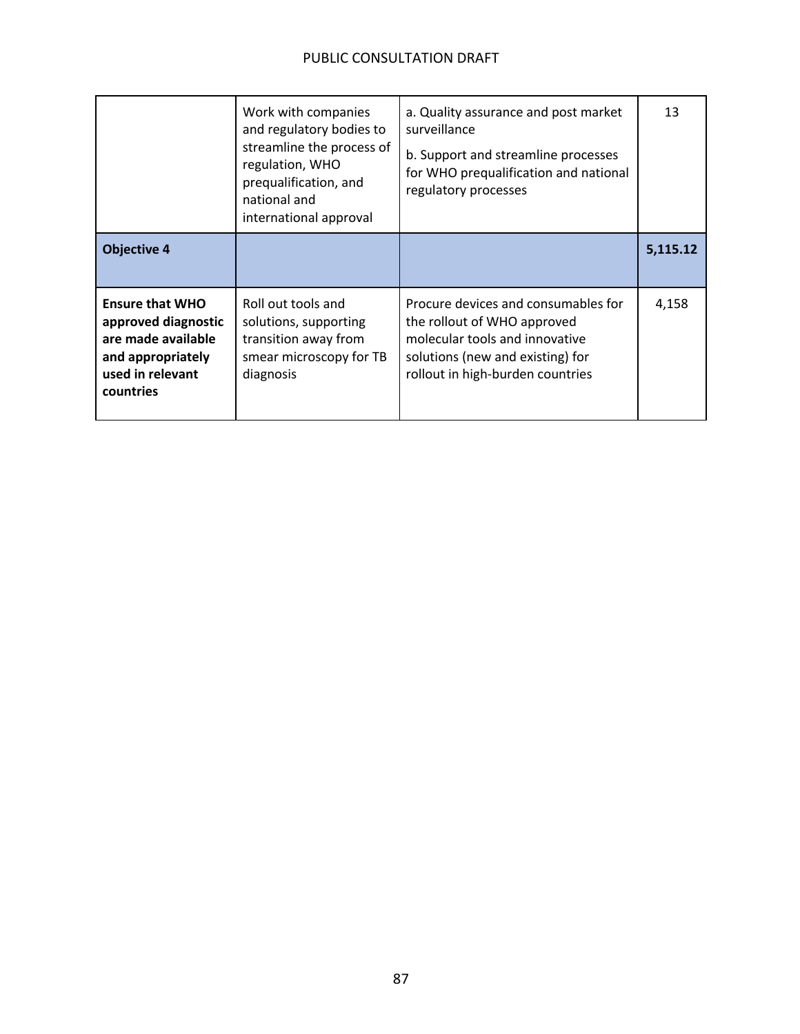| | | | |
|---|---|---|---|
| | Work with companies and regulatory bodies to streamline the process of regulation, WHO prequalification, and national and international approval | a. Quality assurance and post market surveillance<br>b. Support and streamline processes for WHO prequalification and national regulatory processes | 13 |
| **Objective 4** | | | **5,115.12** |
| **Ensure that WHO approved diagnostic are made available and appropriately used in relevant countries** | Roll out tools and solutions, supporting transition away from smear microscopy for TB diagnosis | Procure devices and consumables for the rollout of WHO approved molecular tools and innovative solutions (new and existing) for rollout in high-burden countries | 4,158 |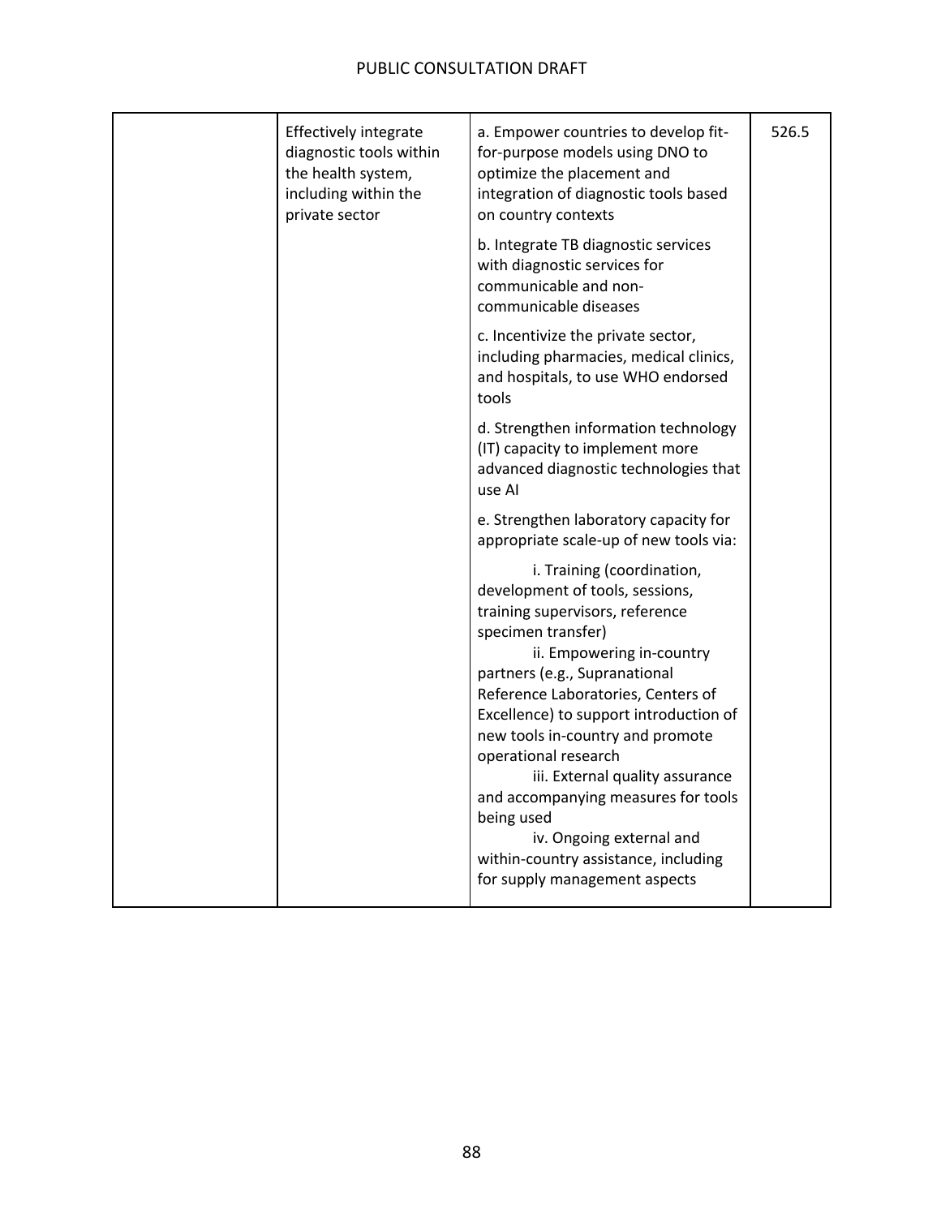| | | | |
|---|---|---|---|
| | Effectively integrate diagnostic tools within the health system, including within the private sector | a. Empower countries to develop fit-for-purpose models using DNO to optimize the placement and integration of diagnostic tools based on country contexts | 526.5 |
| | | b. Integrate TB diagnostic services with diagnostic services for communicable and non-communicable diseases | |
| | | c. Incentivize the private sector, including pharmacies, medical clinics, and hospitals, to use WHO endorsed tools | |
| | | d. Strengthen information technology (IT) capacity to implement more advanced diagnostic technologies that use AI | |
| | | e. Strengthen laboratory capacity for appropriate scale-up of new tools via: | |
| | | i. Training (coordination, development of tools, sessions, training supervisors, reference specimen transfer)<br>ii. Empowering in-country partners (e.g., Supranational Reference Laboratories, Centers of Excellence) to support introduction of new tools in-country and promote operational research<br>iii. External quality assurance and accompanying measures for tools being used<br>iv. Ongoing external and within-country assistance, including for supply management aspects | |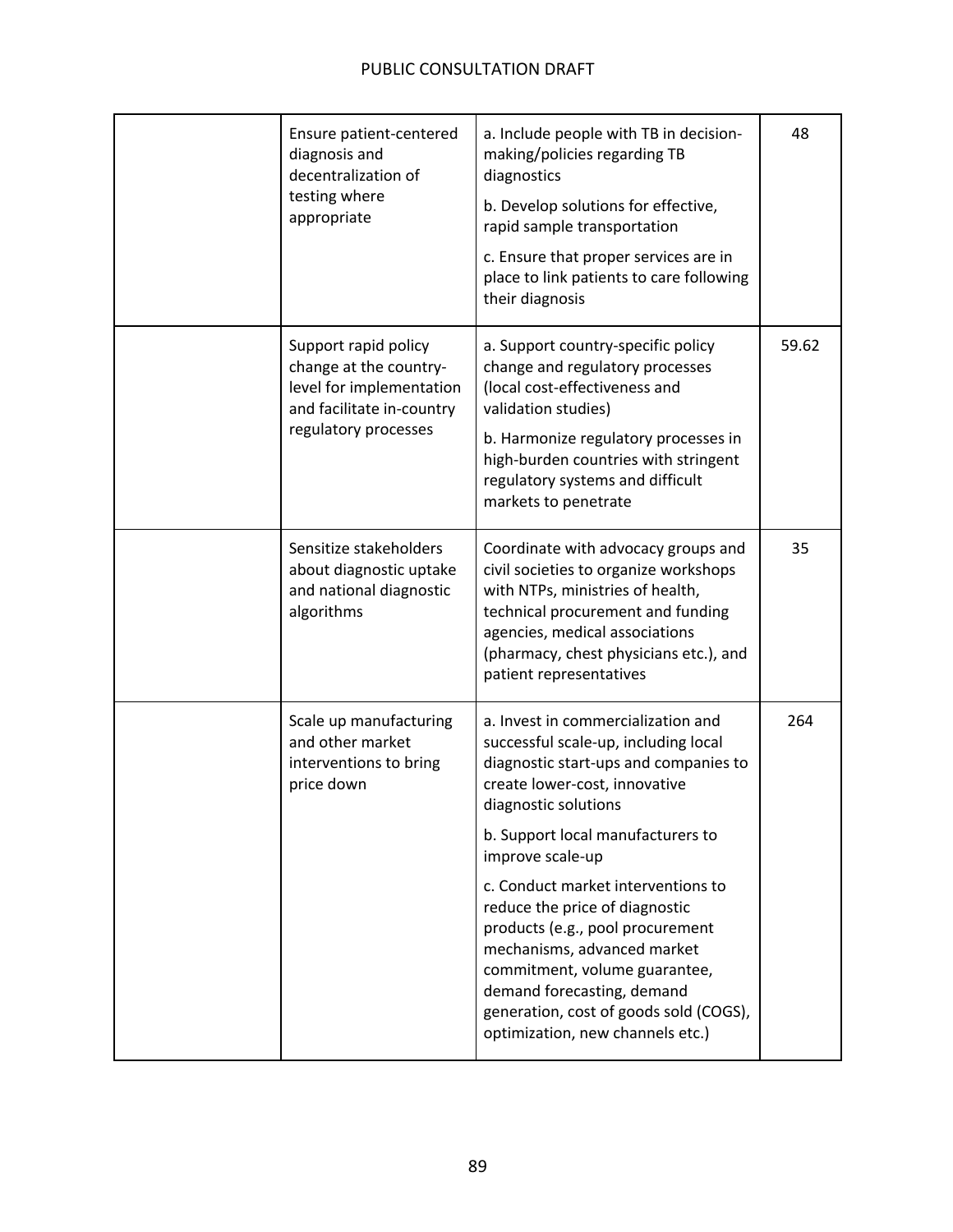| | | | |
|---|---|---|---|
| | Ensure patient-centered diagnosis and decentralization of testing where appropriate | a. Include people with TB in decision-making/policies regarding TB diagnostics<br><br>b. Develop solutions for effective, rapid sample transportation<br><br>c. Ensure that proper services are in place to link patients to care following their diagnosis | 48 |
| | Support rapid policy change at the country-level for implementation and facilitate in-country regulatory processes | a. Support country-specific policy change and regulatory processes (local cost-effectiveness and validation studies)<br><br>b. Harmonize regulatory processes in high-burden countries with stringent regulatory systems and difficult markets to penetrate | 59.62 |
| | Sensitize stakeholders about diagnostic uptake and national diagnostic algorithms | Coordinate with advocacy groups and civil societies to organize workshops with NTPs, ministries of health, technical procurement and funding agencies, medical associations (pharmacy, chest physicians etc.), and patient representatives | 35 |
| | Scale up manufacturing and other market interventions to bring price down | a. Invest in commercialization and successful scale-up, including local diagnostic start-ups and companies to create lower-cost, innovative diagnostic solutions<br><br>b. Support local manufacturers to improve scale-up<br><br>c. Conduct market interventions to reduce the price of diagnostic products (e.g., pool procurement mechanisms, advanced market commitment, volume guarantee, demand forecasting, demand generation, cost of goods sold (COGS), optimization, new channels etc.) | 264 |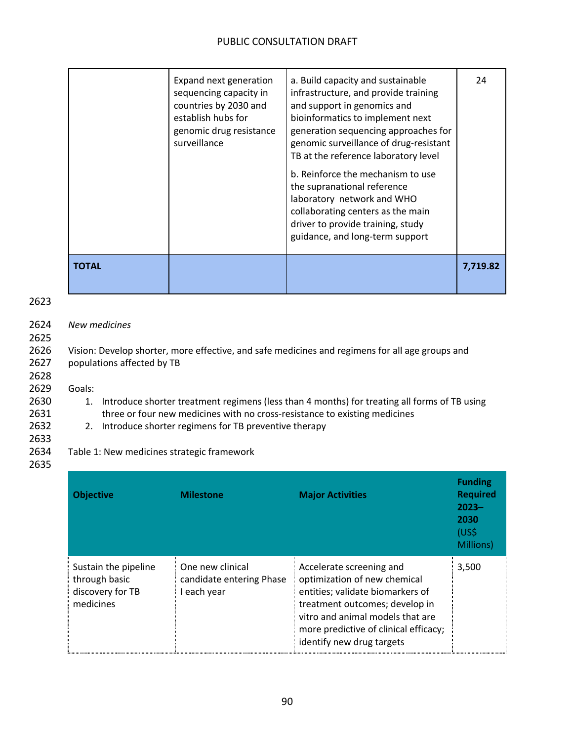| | | | |
|---|---|---|---|
| | Expand next generation sequencing capacity in countries by 2030 and establish hubs for genomic drug resistance surveillance | a. Build capacity and sustainable infrastructure, and provide training and support in genomics and bioinformatics to implement next generation sequencing approaches for genomic surveillance of drug-resistant TB at the reference laboratory level<br><br>b. Reinforce the mechanism to use the supranational reference laboratory network and WHO collaborating centers as the main driver to provide training, study guidance, and long-term support | 24 |
| **TOTAL** | | | **7,719.82** |

*New medicines*

Vision: Develop shorter, more effective, and safe medicines and regimens for all age groups and populations affected by TB

Goals:

1. Introduce shorter treatment regimens (less than 4 months) for treating all forms of TB using three or four new medicines with no cross-resistance to existing medicines
2. Introduce shorter regimens for TB preventive therapy

Table 1: New medicines strategic framework

| **Objective** | **Milestone** | **Major Activities** | **Funding Required 2023–2030** (US$ Millions) |
|---|---|---|---|
| Sustain the pipeline through basic discovery for TB medicines | One new clinical candidate entering Phase I each year | Accelerate screening and optimization of new chemical entities; validate biomarkers of treatment outcomes; develop in vitro and animal models that are more predictive of clinical efficacy; identify new drug targets | 3,500 |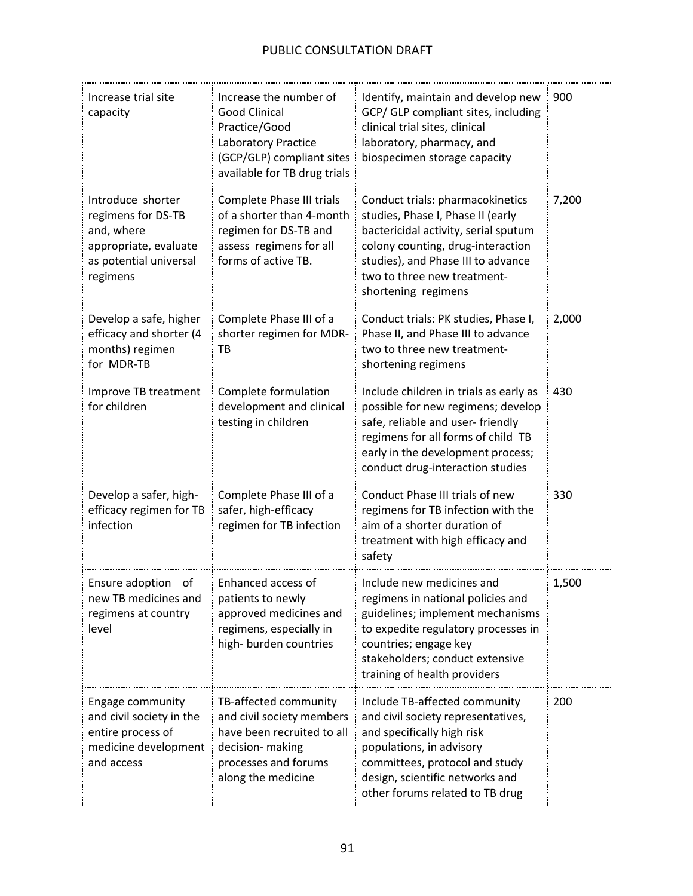| Increase trial site capacity | Increase the number of Good Clinical Practice/Good Laboratory Practice (GCP/GLP) compliant sites available for TB drug trials | Identify, maintain and develop new GCP/ GLP compliant sites, including clinical trial sites, clinical laboratory, pharmacy, and biospecimen storage capacity | 900 |
|---|---|---|---|
| Introduce shorter regimens for DS-TB and, where appropriate, evaluate as potential universal regimens | Complete Phase III trials of a shorter than 4-month regimen for DS-TB and assess regimens for all forms of active TB. | Conduct trials: pharmacokinetics studies, Phase I, Phase II (early bactericidal activity, serial sputum colony counting, drug-interaction studies), and Phase III to advance two to three new treatment-shortening regimens | 7,200 |
| Develop a safe, higher efficacy and shorter (4 months) regimen for MDR-TB | Complete Phase III of a shorter regimen for MDR-TB | Conduct trials: PK studies, Phase I, Phase II, and Phase III to advance two to three new treatment-shortening regimens | 2,000 |
| Improve TB treatment for children | Complete formulation development and clinical testing in children | Include children in trials as early as possible for new regimens; develop safe, reliable and user- friendly regimens for all forms of child TB early in the development process; conduct drug-interaction studies | 430 |
| Develop a safer, high-efficacy regimen for TB infection | Complete Phase III of a safer, high-efficacy regimen for TB infection | Conduct Phase III trials of new regimens for TB infection with the aim of a shorter duration of treatment with high efficacy and safety | 330 |
| Ensure adoption of new TB medicines and regimens at country level | Enhanced access of patients to newly approved medicines and regimens, especially in high- burden countries | Include new medicines and regimens in national policies and guidelines; implement mechanisms to expedite regulatory processes in countries; engage key stakeholders; conduct extensive training of health providers | 1,500 |
| Engage community and civil society in the entire process of medicine development and access | TB-affected community and civil society members have been recruited to all decision- making processes and forums along the medicine | Include TB-affected community and civil society representatives, and specifically high risk populations, in advisory committees, protocol and study design, scientific networks and other forums related to TB drug | 200 |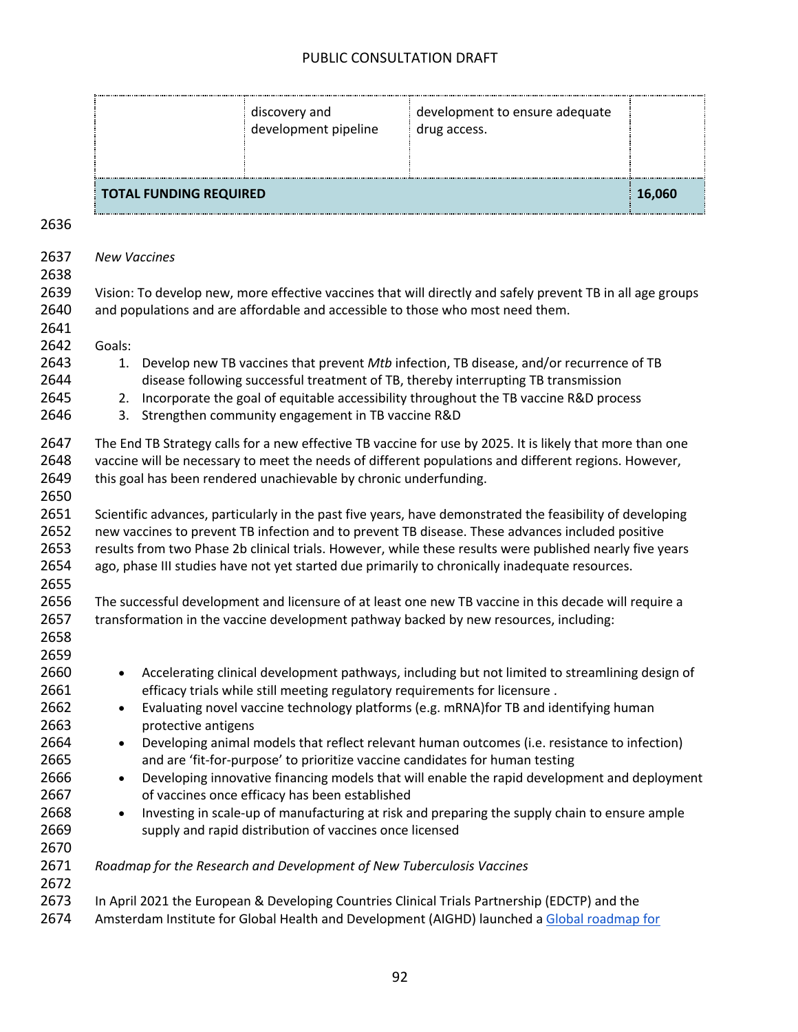| | discovery and development pipeline | development to ensure adequate drug access. | |
|---|---|---|---|
| **TOTAL FUNDING REQUIRED** | | | **16,060** |

*New Vaccines*

Vision: To develop new, more effective vaccines that will directly and safely prevent TB in all age groups and populations and are affordable and accessible to those who most need them.

Goals:

1. Develop new TB vaccines that prevent *Mtb* infection, TB disease, and/or recurrence of TB disease following successful treatment of TB, thereby interrupting TB transmission
2. Incorporate the goal of equitable accessibility throughout the TB vaccine R&D process
3. Strengthen community engagement in TB vaccine R&D

The End TB Strategy calls for a new effective TB vaccine for use by 2025. It is likely that more than one vaccine will be necessary to meet the needs of different populations and different regions. However, this goal has been rendered unachievable by chronic underfunding.

Scientific advances, particularly in the past five years, have demonstrated the feasibility of developing new vaccines to prevent TB infection and to prevent TB disease. These advances included positive results from two Phase 2b clinical trials. However, while these results were published nearly five years ago, phase III studies have not yet started due primarily to chronically inadequate resources.

The successful development and licensure of at least one new TB vaccine in this decade will require a transformation in the vaccine development pathway backed by new resources, including:

- Accelerating clinical development pathways, including but not limited to streamlining design of efficacy trials while still meeting regulatory requirements for licensure .
- Evaluating novel vaccine technology platforms (e.g. mRNA)for TB and identifying human protective antigens
- Developing animal models that reflect relevant human outcomes (i.e. resistance to infection) and are 'fit-for-purpose' to prioritize vaccine candidates for human testing
- Developing innovative financing models that will enable the rapid development and deployment of vaccines once efficacy has been established
- Investing in scale-up of manufacturing at risk and preparing the supply chain to ensure ample supply and rapid distribution of vaccines once licensed

*Roadmap for the Research and Development of New Tuberculosis Vaccines*

In April 2021 the European & Developing Countries Clinical Trials Partnership (EDCTP) and the Amsterdam Institute for Global Health and Development (AIGHD) launched a Global roadmap for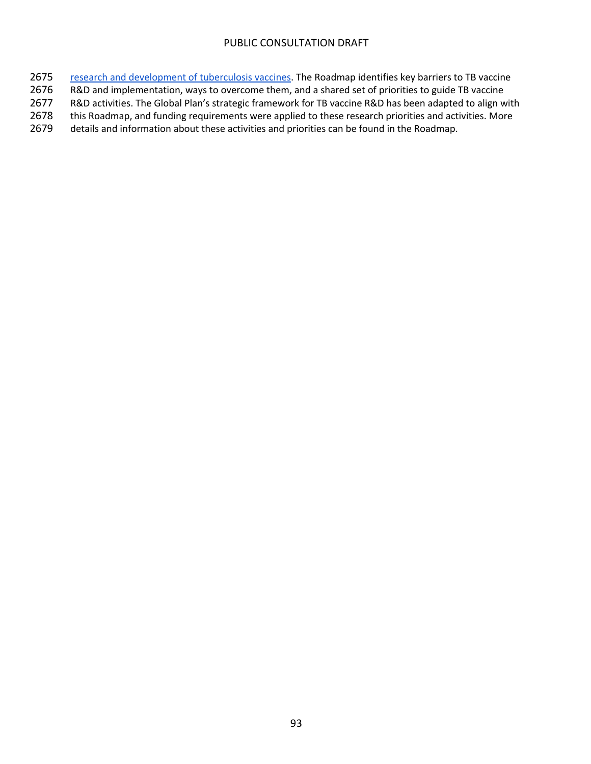research and development of tuberculosis vaccines. The Roadmap identifies key barriers to TB vaccine R&D and implementation, ways to overcome them, and a shared set of priorities to guide TB vaccine R&D activities. The Global Plan's strategic framework for TB vaccine R&D has been adapted to align with this Roadmap, and funding requirements were applied to these research priorities and activities. More details and information about these activities and priorities can be found in the Roadmap.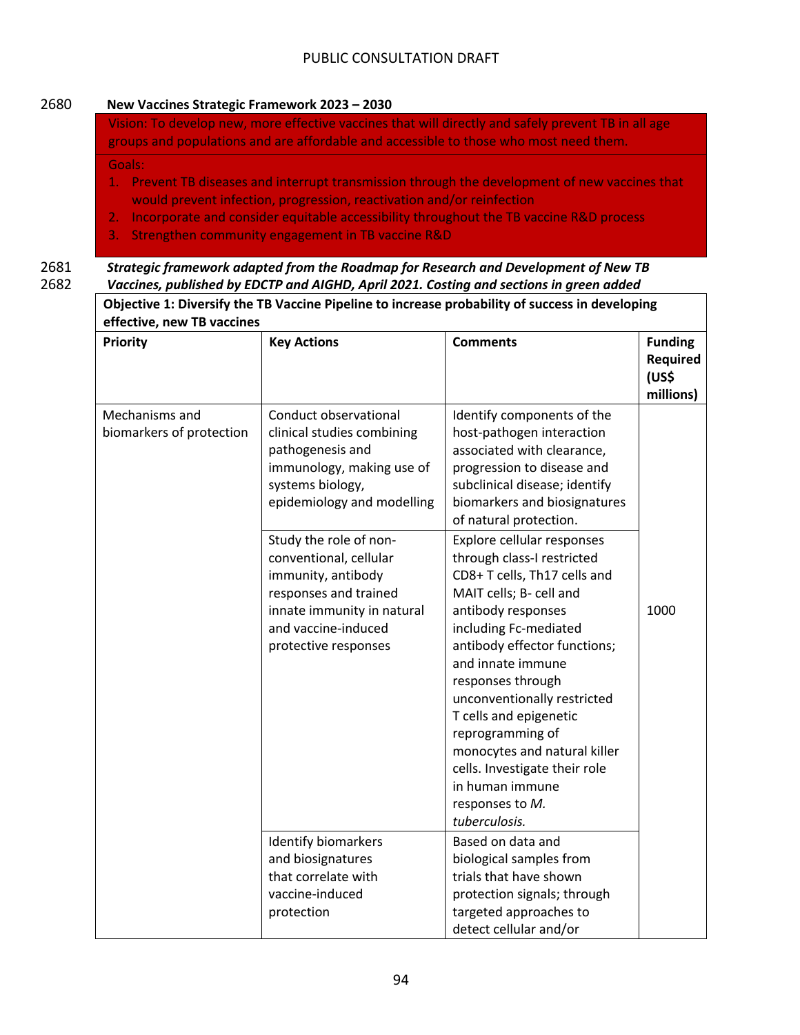PUBLIC CONSULTATION DRAFT

2680 **New Vaccines Strategic Framework 2023 – 2030**

Vision: To develop new, more effective vaccines that will directly and safely prevent TB in all age groups and populations and are affordable and accessible to those who most need them.

Goals:

1. Prevent TB diseases and interrupt transmission through the development of new vaccines that would prevent infection, progression, reactivation and/or reinfection
2. Incorporate and consider equitable accessibility throughout the TB vaccine R&D process
3. Strengthen community engagement in TB vaccine R&D

2681 ***Strategic framework adapted from the Roadmap for Research and Development of New TB***
2682 ***Vaccines, published by EDCTP and AIGHD, April 2021. Costing and sections in green added***

**Objective 1: Diversify the TB Vaccine Pipeline to increase probability of success in developing effective, new TB vaccines**

| Priority | Key Actions | Comments | Funding Required (US$ millions) |
|---|---|---|---|
| Mechanisms and biomarkers of protection | Conduct observational clinical studies combining pathogenesis and immunology, making use of systems biology, epidemiology and modelling | Identify components of the host-pathogen interaction associated with clearance, progression to disease and subclinical disease; identify biomarkers and biosignatures of natural protection. | 1000 |
| | Study the role of non-conventional, cellular immunity, antibody responses and trained innate immunity in natural and vaccine-induced protective responses | Explore cellular responses through class-I restricted CD8+ T cells, Th17 cells and MAIT cells; B- cell and antibody responses including Fc-mediated antibody effector functions; and innate immune responses through unconventionally restricted T cells and epigenetic reprogramming of monocytes and natural killer cells. Investigate their role in human immune responses to *M. tuberculosis.* | |
| | Identify biomarkers and biosignatures that correlate with vaccine-induced protection | Based on data and biological samples from trials that have shown protection signals; through targeted approaches to detect cellular and/or | |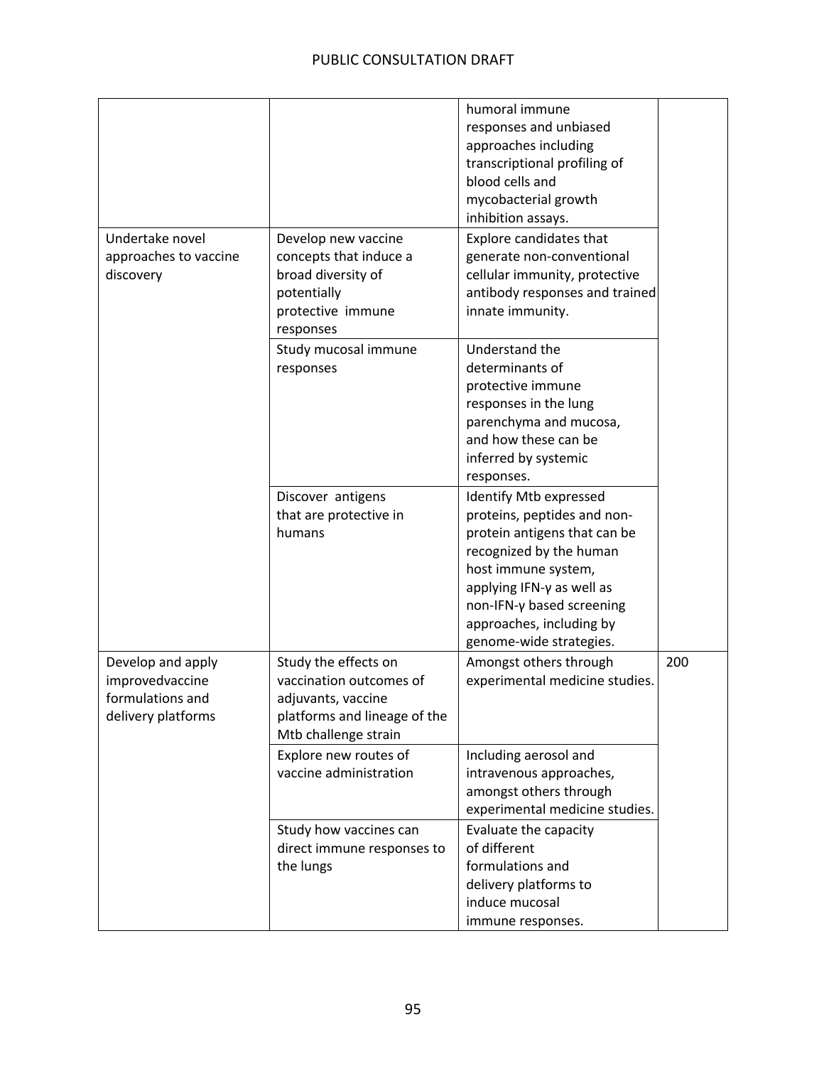| | | | |
|---|---|---|---|
| | | humoral immune responses and unbiased approaches including transcriptional profiling of blood cells and mycobacterial growth inhibition assays. | |
| Undertake novel approaches to vaccine discovery | Develop new vaccine concepts that induce a broad diversity of potentially protective immune responses | Explore candidates that generate non-conventional cellular immunity, protective antibody responses and trained innate immunity. | |
| | Study mucosal immune responses | Understand the determinants of protective immune responses in the lung parenchyma and mucosa, and how these can be inferred by systemic responses. | |
| | Discover antigens that are protective in humans | Identify Mtb expressed proteins, peptides and non-protein antigens that can be recognized by the human host immune system, applying IFN-γ as well as non-IFN-γ based screening approaches, including by genome-wide strategies. | |
| Develop and apply improvedvaccine formulations and delivery platforms | Study the effects on vaccination outcomes of adjuvants, vaccine platforms and lineage of the Mtb challenge strain | Amongst others through experimental medicine studies. | 200 |
| | Explore new routes of vaccine administration | Including aerosol and intravenous approaches, amongst others through experimental medicine studies. | |
| | Study how vaccines can direct immune responses to the lungs | Evaluate the capacity of different formulations and delivery platforms to induce mucosal immune responses. | |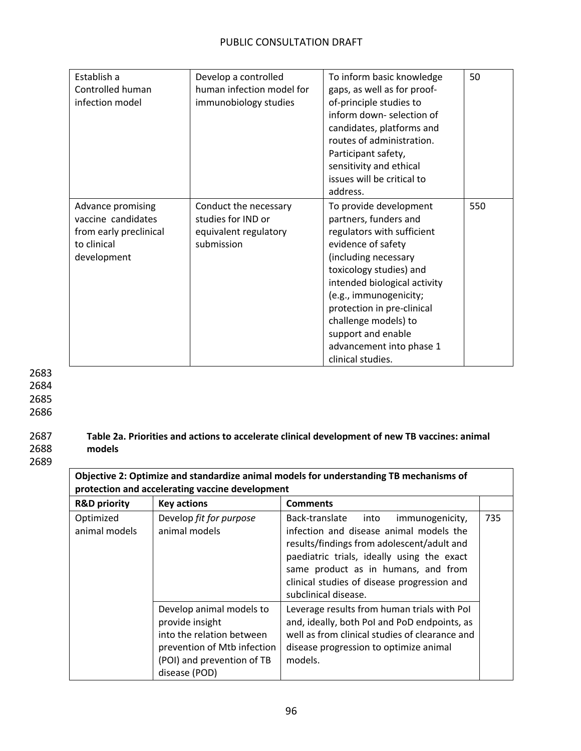| Establish a Controlled human infection model | Develop a controlled human infection model for immunobiology studies | To inform basic knowledge gaps, as well as for proof-of-principle studies to inform down- selection of candidates, platforms and routes of administration. Participant safety, sensitivity and ethical issues will be critical to address. | 50 |
|---|---|---|---|
| Advance promising vaccine candidates from early preclinical to clinical development | Conduct the necessary studies for IND or equivalent regulatory submission | To provide development partners, funders and regulators with sufficient evidence of safety (including necessary toxicology studies) and intended biological activity (e.g., immunogenicity; protection in pre-clinical challenge models) to support and enable advancement into phase 1 clinical studies. | 550 |

**Table 2a. Priorities and actions to accelerate clinical development of new TB vaccines: animal models**

| **Objective 2: Optimize and standardize animal models for understanding TB mechanisms of protection and accelerating vaccine development** | | | |
|---|---|---|---|
| **R&D priority** | **Key actions** | **Comments** | |
| Optimized animal models | Develop *fit for purpose* animal models | Back-translate into immunogenicity, infection and disease animal models the results/findings from adolescent/adult and paediatric trials, ideally using the exact same product as in humans, and from clinical studies of disease progression and subclinical disease. | 735 |
| | Develop animal models to provide insight into the relation between prevention of Mtb infection (POI) and prevention of TB disease (POD) | Leverage results from human trials with PoI and, ideally, both PoI and PoD endpoints, as well as from clinical studies of clearance and disease progression to optimize animal models. | |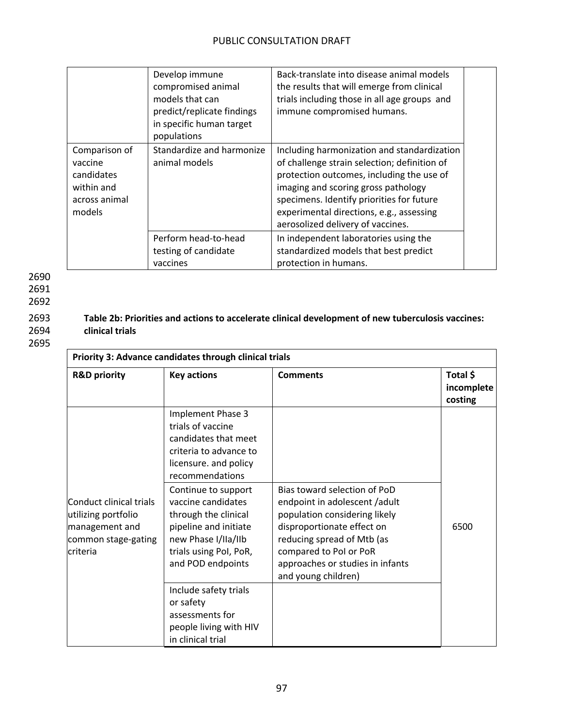| | Develop immune compromised animal models that can predict/replicate findings in specific human target populations | Back-translate into disease animal models the results that will emerge from clinical trials including those in all age groups and immune compromised humans. | |
|---|---|---|---|
| Comparison of vaccine candidates within and across animal models | Standardize and harmonize animal models | Including harmonization and standardization of challenge strain selection; definition of protection outcomes, including the use of imaging and scoring gross pathology specimens. Identify priorities for future experimental directions, e.g., assessing aerosolized delivery of vaccines. | |
| | Perform head-to-head testing of candidate vaccines | In independent laboratories using the standardized models that best predict protection in humans. | |

**Table 2b: Priorities and actions to accelerate clinical development of new tuberculosis vaccines: clinical trials**

| Priority 3: Advance candidates through clinical trials | | | |
|---|---|---|---|
| **R&D priority** | **Key actions** | **Comments** | **Total $ incomplete costing** |
| Conduct clinical trials utilizing portfolio management and common stage-gating criteria | Implement Phase 3 trials of vaccine candidates that meet criteria to advance to licensure. and policy recommendations | | 6500 |
| | Continue to support vaccine candidates through the clinical pipeline and initiate new Phase I/IIa/IIb trials using PoI, PoR, and POD endpoints | Bias toward selection of PoD endpoint in adolescent /adult population considering likely disproportionate effect on reducing spread of Mtb (as compared to PoI or PoR approaches or studies in infants and young children) | |
| | Include safety trials or safety assessments for people living with HIV in clinical trial | | |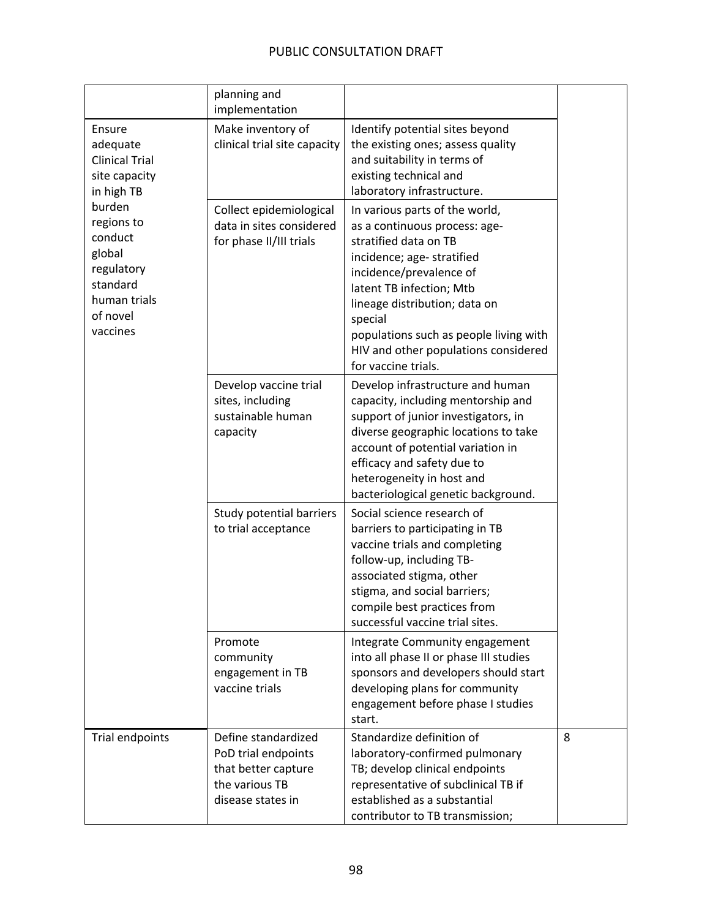| | | | |
|---|---|---|---|
| | planning and implementation | | |
| Ensure adequate Clinical Trial site capacity in high TB burden regions to conduct global regulatory standard human trials of novel vaccines | Make inventory of clinical trial site capacity | Identify potential sites beyond the existing ones; assess quality and suitability in terms of existing technical and laboratory infrastructure. | |
| | Collect epidemiological data in sites considered for phase II/III trials | In various parts of the world, as a continuous process: age-stratified data on TB incidence; age- stratified incidence/prevalence of latent TB infection; Mtb lineage distribution; data on special populations such as people living with HIV and other populations considered for vaccine trials. | |
| | Develop vaccine trial sites, including sustainable human capacity | Develop infrastructure and human capacity, including mentorship and support of junior investigators, in diverse geographic locations to take account of potential variation in efficacy and safety due to heterogeneity in host and bacteriological genetic background. | |
| | Study potential barriers to trial acceptance | Social science research of barriers to participating in TB vaccine trials and completing follow-up, including TB-associated stigma, other stigma, and social barriers; compile best practices from successful vaccine trial sites. | |
| | Promote community engagement in TB vaccine trials | Integrate Community engagement into all phase II or phase III studies sponsors and developers should start developing plans for community engagement before phase I studies start. | |
| Trial endpoints | Define standardized PoD trial endpoints that better capture the various TB disease states in | Standardize definition of laboratory-confirmed pulmonary TB; develop clinical endpoints representative of subclinical TB if established as a substantial contributor to TB transmission; | 8 |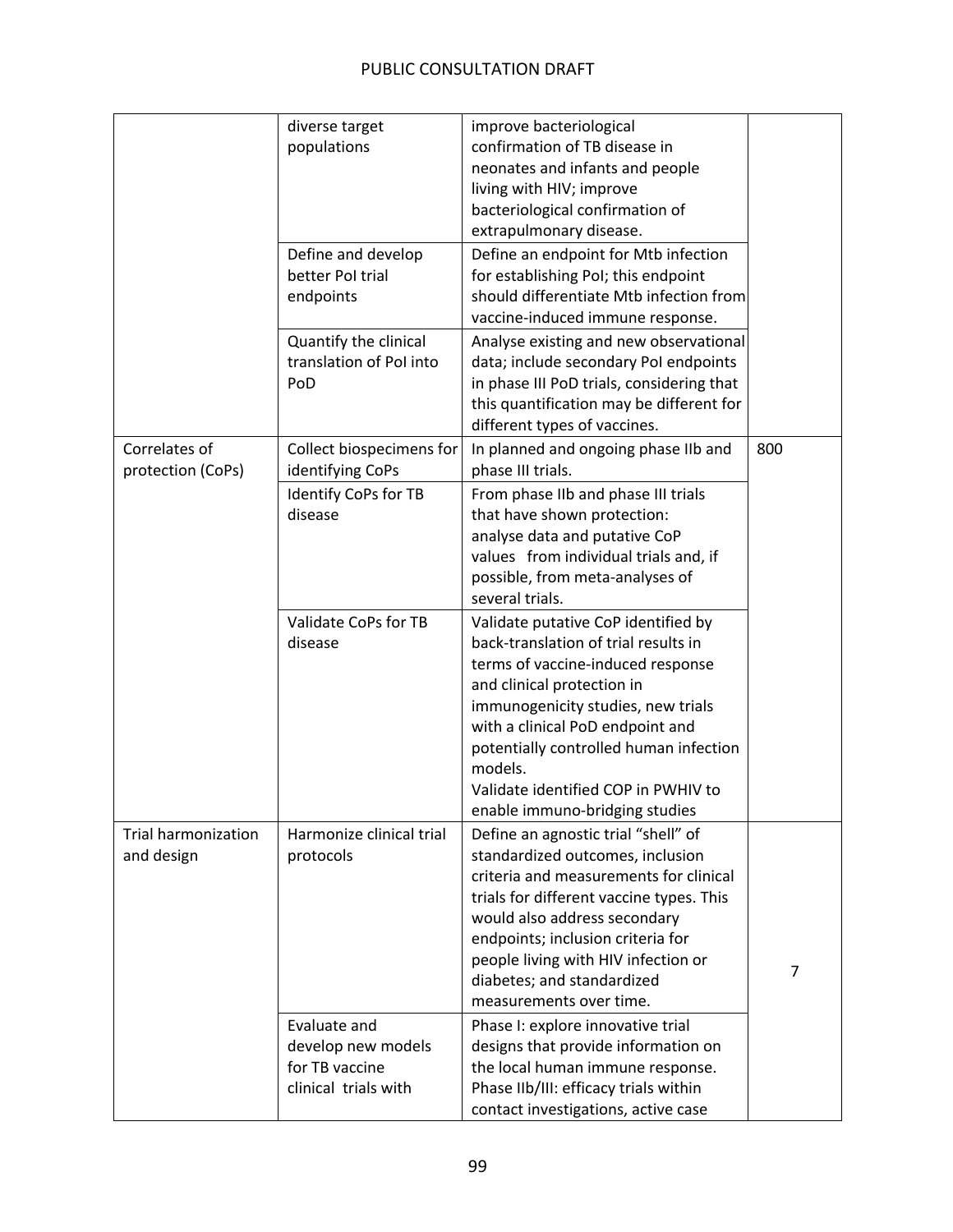| | | | |
|---|---|---|---|
| | diverse target populations | improve bacteriological confirmation of TB disease in neonates and infants and people living with HIV; improve bacteriological confirmation of extrapulmonary disease. | |
| | Define and develop better PoI trial endpoints | Define an endpoint for Mtb infection for establishing PoI; this endpoint should differentiate Mtb infection from vaccine-induced immune response. | |
| | Quantify the clinical translation of PoI into PoD | Analyse existing and new observational data; include secondary PoI endpoints in phase III PoD trials, considering that this quantification may be different for different types of vaccines. | |
| Correlates of protection (CoPs) | Collect biospecimens for identifying CoPs | In planned and ongoing phase IIb and phase III trials. | 800 |
| | Identify CoPs for TB disease | From phase IIb and phase III trials that have shown protection: analyse data and putative CoP values from individual trials and, if possible, from meta-analyses of several trials. | |
| | Validate CoPs for TB disease | Validate putative CoP identified by back-translation of trial results in terms of vaccine-induced response and clinical protection in immunogenicity studies, new trials with a clinical PoD endpoint and potentially controlled human infection models.<br>Validate identified COP in PWHIV to enable immuno-bridging studies | |
| Trial harmonization and design | Harmonize clinical trial protocols | Define an agnostic trial "shell" of standardized outcomes, inclusion criteria and measurements for clinical trials for different vaccine types. This would also address secondary endpoints; inclusion criteria for people living with HIV infection or diabetes; and standardized measurements over time. | 7 |
| | Evaluate and develop new models for TB vaccine clinical trials with | Phase I: explore innovative trial designs that provide information on the local human immune response.<br>Phase IIb/III: efficacy trials within contact investigations, active case | |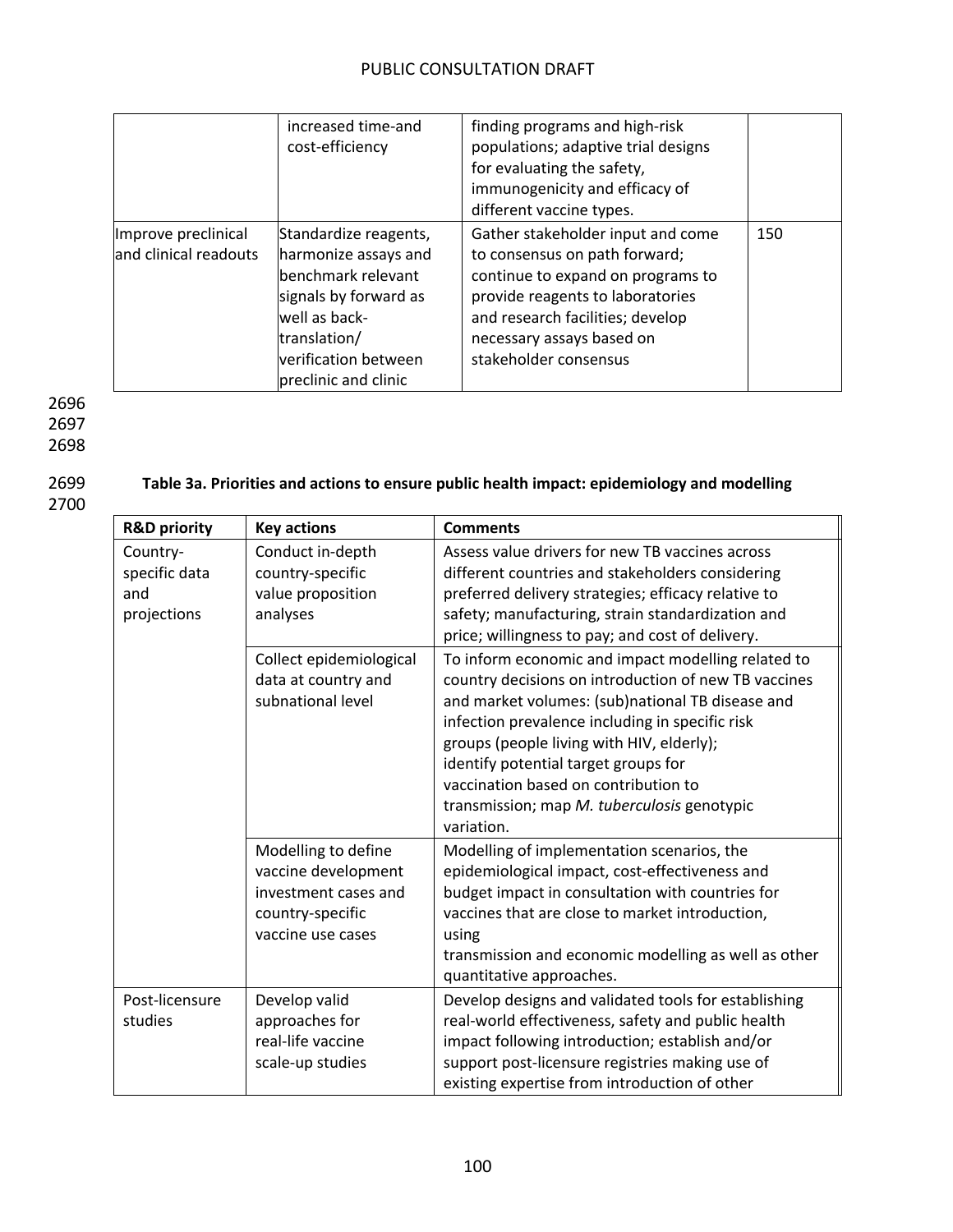| | increased time-and cost-efficiency | finding programs and high-risk populations; adaptive trial designs for evaluating the safety, immunogenicity and efficacy of different vaccine types. | |
|---|---|---|---|
| Improve preclinical and clinical readouts | Standardize reagents, harmonize assays and benchmark relevant signals by forward as well as back-translation/ verification between preclinic and clinic | Gather stakeholder input and come to consensus on path forward; continue to expand on programs to provide reagents to laboratories and research facilities; develop necessary assays based on stakeholder consensus | 150 |

**Table 3a. Priorities and actions to ensure public health impact: epidemiology and modelling**

| R&D priority | Key actions | Comments |
|---|---|---|
| Country-specific data and projections | Conduct in-depth country-specific value proposition analyses | Assess value drivers for new TB vaccines across different countries and stakeholders considering preferred delivery strategies; efficacy relative to safety; manufacturing, strain standardization and price; willingness to pay; and cost of delivery. |
| | Collect epidemiological data at country and subnational level | To inform economic and impact modelling related to country decisions on introduction of new TB vaccines and market volumes: (sub)national TB disease and infection prevalence including in specific risk groups (people living with HIV, elderly); identify potential target groups for vaccination based on contribution to transmission; map *M. tuberculosis* genotypic variation. |
| | Modelling to define vaccine development investment cases and country-specific vaccine use cases | Modelling of implementation scenarios, the epidemiological impact, cost-effectiveness and budget impact in consultation with countries for vaccines that are close to market introduction, using transmission and economic modelling as well as other quantitative approaches. |
| Post-licensure studies | Develop valid approaches for real-life vaccine scale-up studies | Develop designs and validated tools for establishing real-world effectiveness, safety and public health impact following introduction; establish and/or support post-licensure registries making use of existing expertise from introduction of other |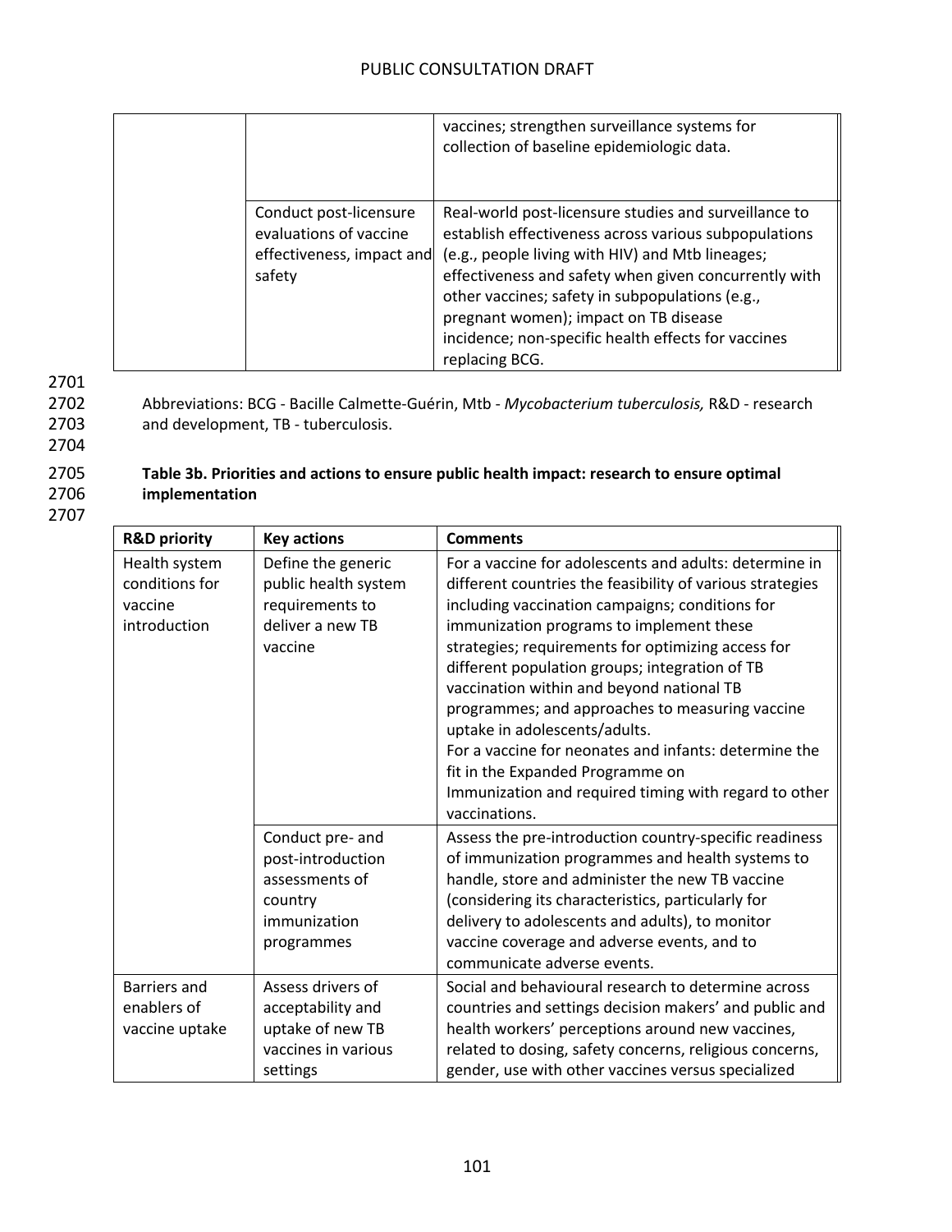| | | |
|---|---|---|
| | | vaccines; strengthen surveillance systems for collection of baseline epidemiologic data. |
| | Conduct post-licensure evaluations of vaccine effectiveness, impact and safety | Real-world post-licensure studies and surveillance to establish effectiveness across various subpopulations (e.g., people living with HIV) and Mtb lineages; effectiveness and safety when given concurrently with other vaccines; safety in subpopulations (e.g., pregnant women); impact on TB disease incidence; non-specific health effects for vaccines replacing BCG. |

Abbreviations: BCG - Bacille Calmette-Guérin, Mtb - *Mycobacterium tuberculosis,* R&D - research and development, TB - tuberculosis.

**Table 3b. Priorities and actions to ensure public health impact: research to ensure optimal implementation**

| R&D priority | Key actions | Comments |
|---|---|---|
| Health system conditions for vaccine introduction | Define the generic public health system requirements to deliver a new TB vaccine | For a vaccine for adolescents and adults: determine in different countries the feasibility of various strategies including vaccination campaigns; conditions for immunization programs to implement these strategies; requirements for optimizing access for different population groups; integration of TB vaccination within and beyond national TB programmes; and approaches to measuring vaccine uptake in adolescents/adults. For a vaccine for neonates and infants: determine the fit in the Expanded Programme on Immunization and required timing with regard to other vaccinations. |
| | Conduct pre- and post-introduction assessments of country immunization programmes | Assess the pre-introduction country-specific readiness of immunization programmes and health systems to handle, store and administer the new TB vaccine (considering its characteristics, particularly for delivery to adolescents and adults), to monitor vaccine coverage and adverse events, and to communicate adverse events. |
| Barriers and enablers of vaccine uptake | Assess drivers of acceptability and uptake of new TB vaccines in various settings | Social and behavioural research to determine across countries and settings decision makers' and public and health workers' perceptions around new vaccines, related to dosing, safety concerns, religious concerns, gender, use with other vaccines versus specialized |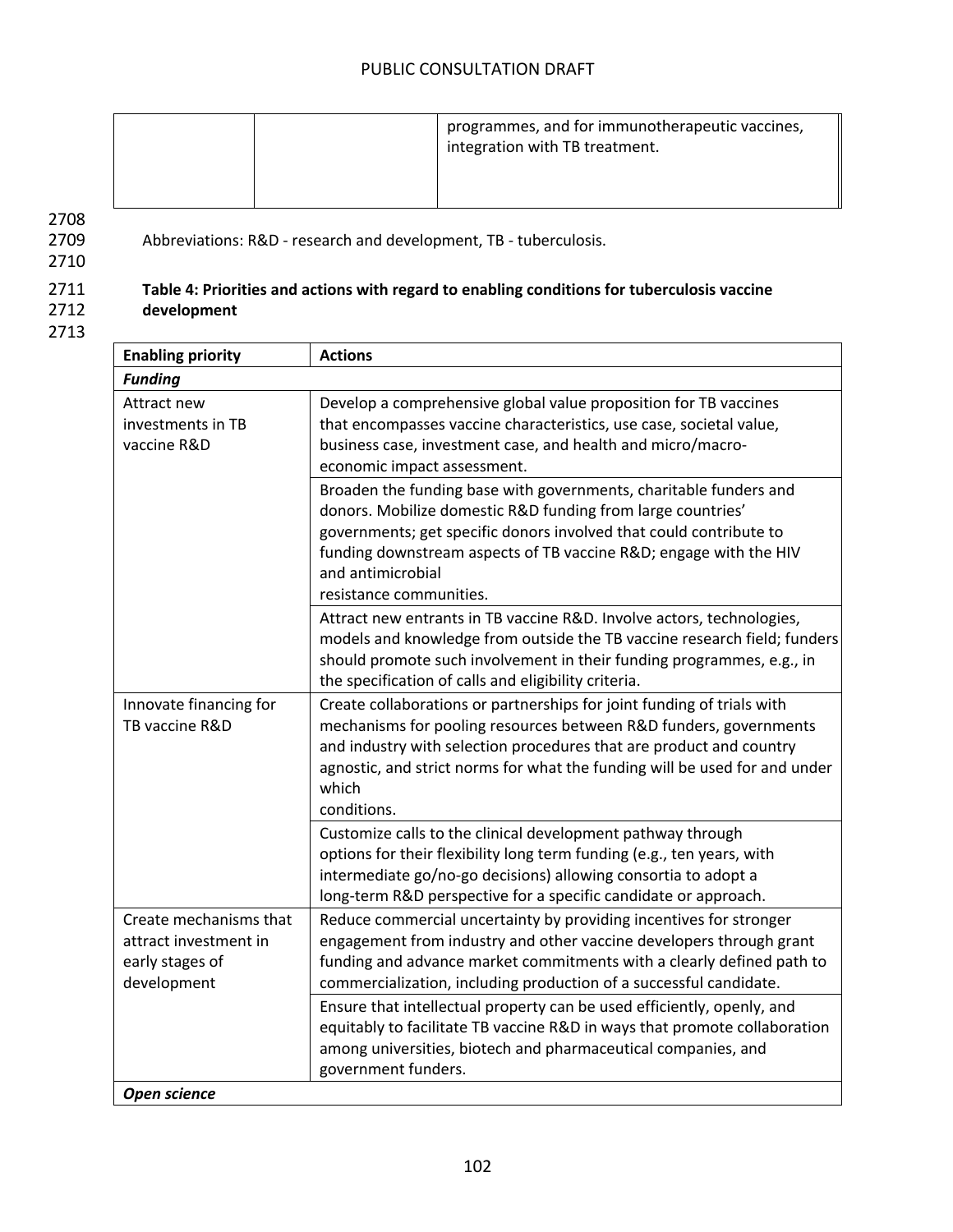| | | programmes, and for immunotherapeutic vaccines, integration with TB treatment. |
|---|---|---|

Abbreviations: R&D - research and development, TB - tuberculosis.

**Table 4: Priorities and actions with regard to enabling conditions for tuberculosis vaccine development**

| **Enabling priority** | **Actions** |
|---|---|
| ***Funding*** | |
| Attract new investments in TB vaccine R&D | Develop a comprehensive global value proposition for TB vaccines that encompasses vaccine characteristics, use case, societal value, business case, investment case, and health and micro/macro-economic impact assessment. |
| | Broaden the funding base with governments, charitable funders and donors. Mobilize domestic R&D funding from large countries' governments; get specific donors involved that could contribute to funding downstream aspects of TB vaccine R&D; engage with the HIV and antimicrobial resistance communities. |
| | Attract new entrants in TB vaccine R&D. Involve actors, technologies, models and knowledge from outside the TB vaccine research field; funders should promote such involvement in their funding programmes, e.g., in the specification of calls and eligibility criteria. |
| Innovate financing for TB vaccine R&D | Create collaborations or partnerships for joint funding of trials with mechanisms for pooling resources between R&D funders, governments and industry with selection procedures that are product and country agnostic, and strict norms for what the funding will be used for and under which conditions. |
| | Customize calls to the clinical development pathway through options for their flexibility long term funding (e.g., ten years, with intermediate go/no-go decisions) allowing consortia to adopt a long-term R&D perspective for a specific candidate or approach. |
| Create mechanisms that attract investment in early stages of development | Reduce commercial uncertainty by providing incentives for stronger engagement from industry and other vaccine developers through grant funding and advance market commitments with a clearly defined path to commercialization, including production of a successful candidate. |
| | Ensure that intellectual property can be used efficiently, openly, and equitably to facilitate TB vaccine R&D in ways that promote collaboration among universities, biotech and pharmaceutical companies, and government funders. |
| ***Open science*** | |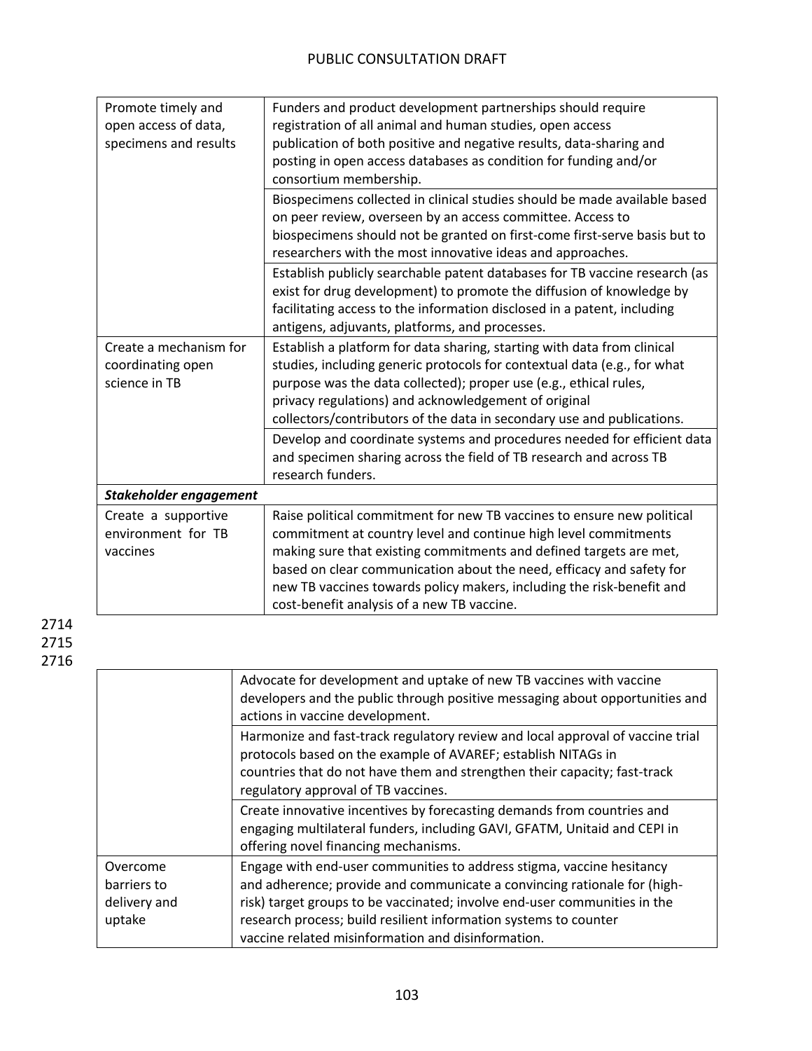| | |
|---|---|
| Promote timely and open access of data, specimens and results | Funders and product development partnerships should require registration of all animal and human studies, open access publication of both positive and negative results, data-sharing and posting in open access databases as condition for funding and/or consortium membership. |
| | Biospecimens collected in clinical studies should be made available based on peer review, overseen by an access committee. Access to biospecimens should not be granted on first-come first-serve basis but to researchers with the most innovative ideas and approaches. |
| | Establish publicly searchable patent databases for TB vaccine research (as exist for drug development) to promote the diffusion of knowledge by facilitating access to the information disclosed in a patent, including antigens, adjuvants, platforms, and processes. |
| Create a mechanism for coordinating open science in TB | Establish a platform for data sharing, starting with data from clinical studies, including generic protocols for contextual data (e.g., for what purpose was the data collected); proper use (e.g., ethical rules, privacy regulations) and acknowledgement of original collectors/contributors of the data in secondary use and publications. |
| | Develop and coordinate systems and procedures needed for efficient data and specimen sharing across the field of TB research and across TB research funders. |
| ***Stakeholder engagement*** | |
| Create a supportive environment for TB vaccines | Raise political commitment for new TB vaccines to ensure new political commitment at country level and continue high level commitments making sure that existing commitments and defined targets are met, based on clear communication about the need, efficacy and safety for new TB vaccines towards policy makers, including the risk-benefit and cost-benefit analysis of a new TB vaccine. |
| | Advocate for development and uptake of new TB vaccines with vaccine developers and the public through positive messaging about opportunities and actions in vaccine development. |
| | Harmonize and fast-track regulatory review and local approval of vaccine trial protocols based on the example of AVAREF; establish NITAGs in countries that do not have them and strengthen their capacity; fast-track regulatory approval of TB vaccines. |
| | Create innovative incentives by forecasting demands from countries and engaging multilateral funders, including GAVI, GFATM, Unitaid and CEPI in offering novel financing mechanisms. |
| Overcome barriers to delivery and uptake | Engage with end-user communities to address stigma, vaccine hesitancy and adherence; provide and communicate a convincing rationale for (high-risk) target groups to be vaccinated; involve end-user communities in the research process; build resilient information systems to counter vaccine related misinformation and disinformation. |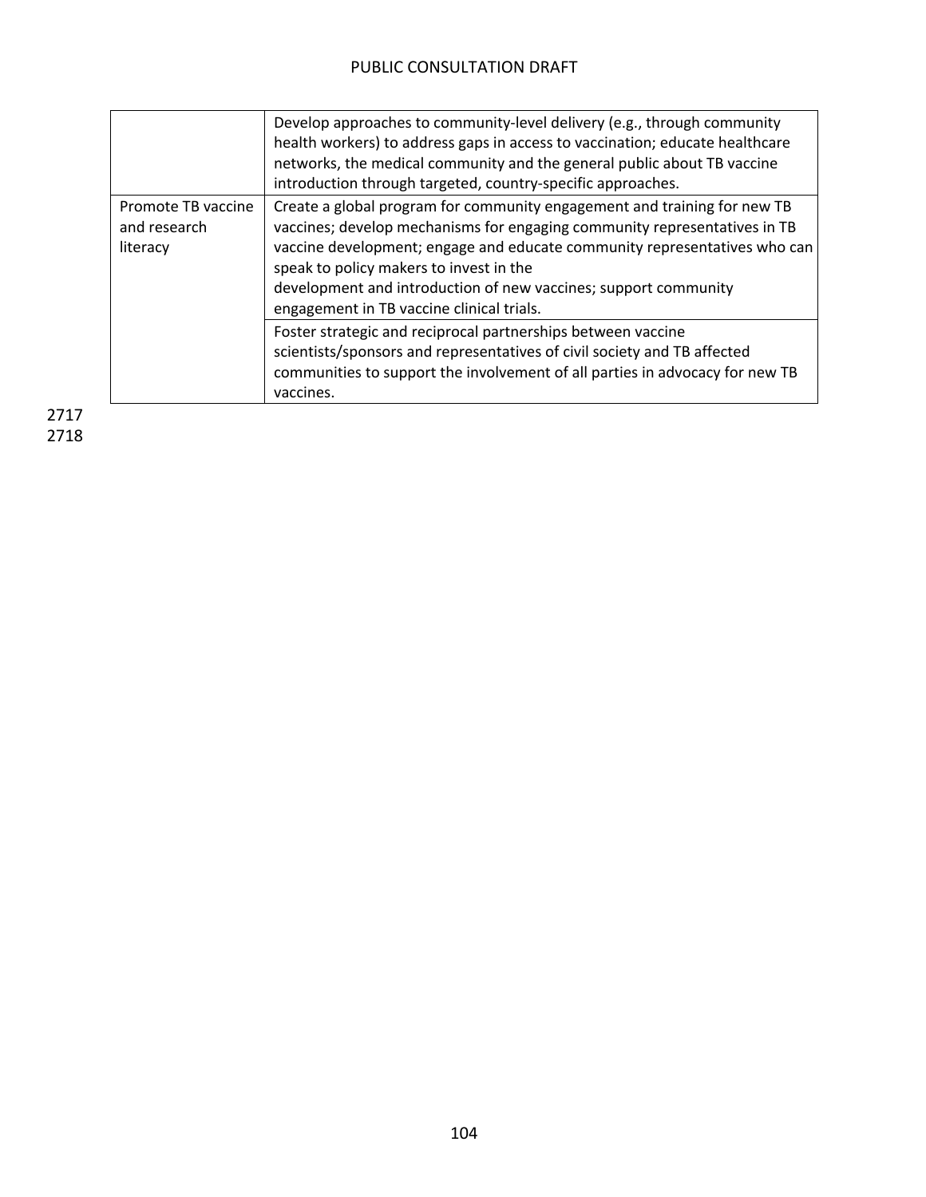| | |
|---|---|
| | Develop approaches to community-level delivery (e.g., through community health workers) to address gaps in access to vaccination; educate healthcare networks, the medical community and the general public about TB vaccine introduction through targeted, country-specific approaches. |
| Promote TB vaccine and research literacy | Create a global program for community engagement and training for new TB vaccines; develop mechanisms for engaging community representatives in TB vaccine development; engage and educate community representatives who can speak to policy makers to invest in the development and introduction of new vaccines; support community engagement in TB vaccine clinical trials. |
| | Foster strategic and reciprocal partnerships between vaccine scientists/sponsors and representatives of civil society and TB affected communities to support the involvement of all parties in advocacy for new TB vaccines. |

2717
2718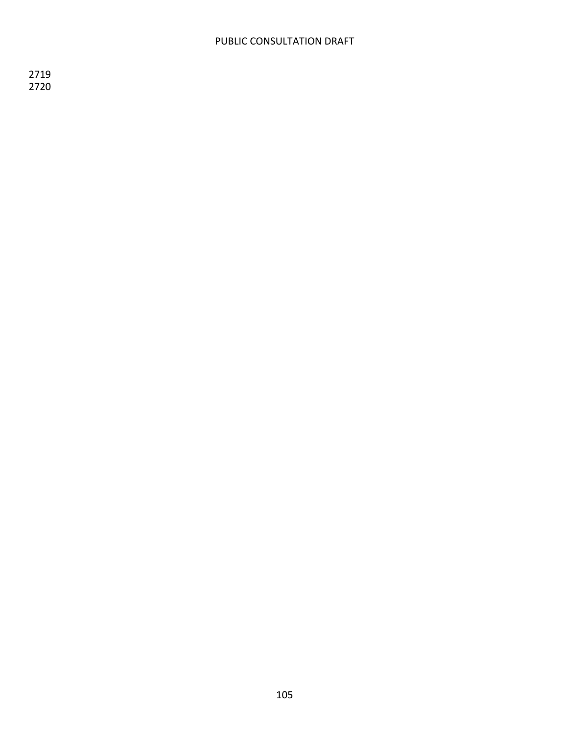2719
2720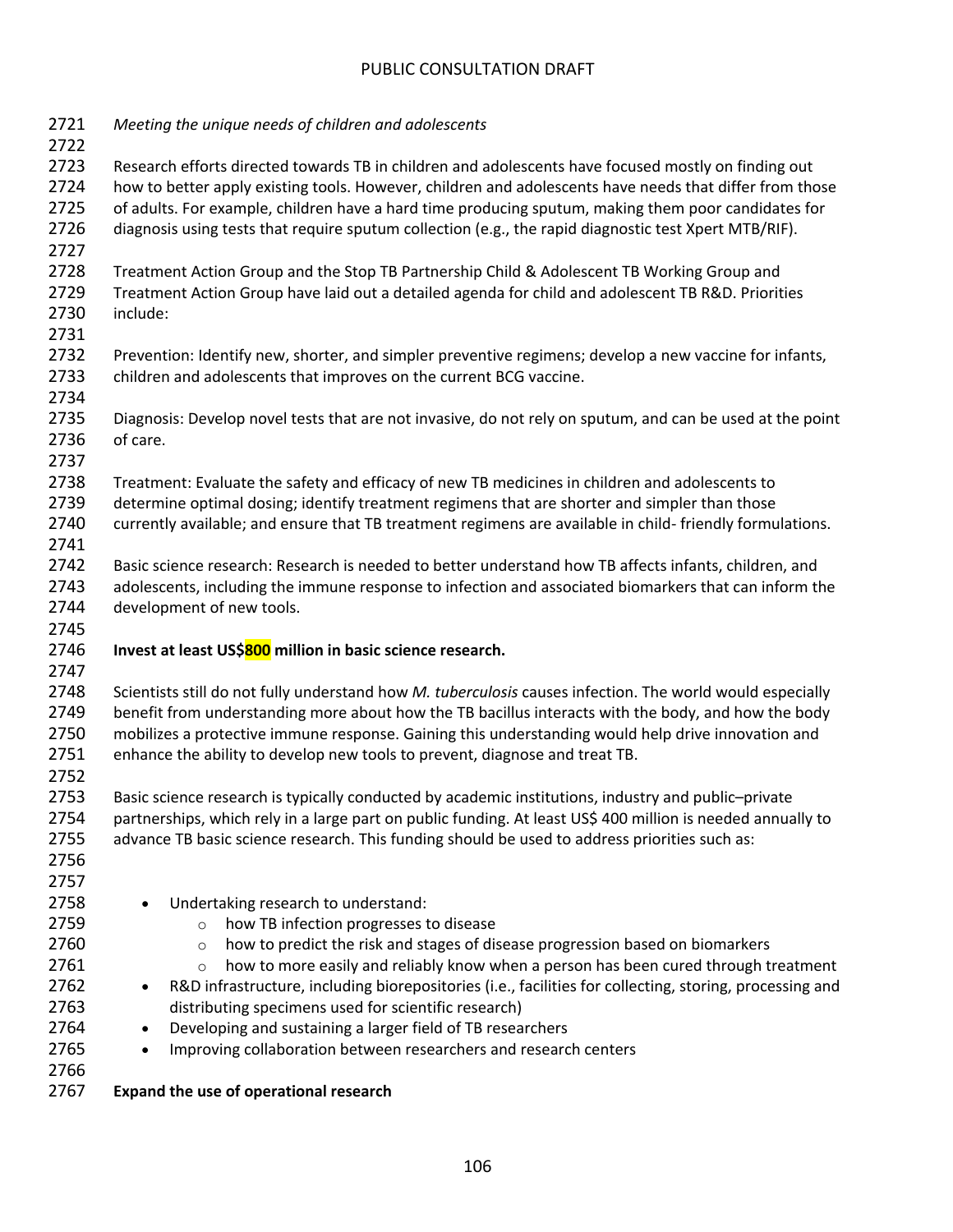*Meeting the unique needs of children and adolescents*

Research efforts directed towards TB in children and adolescents have focused mostly on finding out how to better apply existing tools. However, children and adolescents have needs that differ from those of adults. For example, children have a hard time producing sputum, making them poor candidates for diagnosis using tests that require sputum collection (e.g., the rapid diagnostic test Xpert MTB/RIF).

Treatment Action Group and the Stop TB Partnership Child & Adolescent TB Working Group and Treatment Action Group have laid out a detailed agenda for child and adolescent TB R&D. Priorities include:

Prevention: Identify new, shorter, and simpler preventive regimens; develop a new vaccine for infants, children and adolescents that improves on the current BCG vaccine.

Diagnosis: Develop novel tests that are not invasive, do not rely on sputum, and can be used at the point of care.

Treatment: Evaluate the safety and efficacy of new TB medicines in children and adolescents to determine optimal dosing; identify treatment regimens that are shorter and simpler than those currently available; and ensure that TB treatment regimens are available in child- friendly formulations.

Basic science research: Research is needed to better understand how TB affects infants, children, and adolescents, including the immune response to infection and associated biomarkers that can inform the development of new tools.

**Invest at least US$800 million in basic science research.**

Scientists still do not fully understand how *M. tuberculosis* causes infection. The world would especially benefit from understanding more about how the TB bacillus interacts with the body, and how the body mobilizes a protective immune response. Gaining this understanding would help drive innovation and enhance the ability to develop new tools to prevent, diagnose and treat TB.

Basic science research is typically conducted by academic institutions, industry and public–private partnerships, which rely in a large part on public funding. At least US$ 400 million is needed annually to advance TB basic science research. This funding should be used to address priorities such as:

- Undertaking research to understand:
  - how TB infection progresses to disease
  - how to predict the risk and stages of disease progression based on biomarkers
  - how to more easily and reliably know when a person has been cured through treatment
- R&D infrastructure, including biorepositories (i.e., facilities for collecting, storing, processing and distributing specimens used for scientific research)
- Developing and sustaining a larger field of TB researchers
- Improving collaboration between researchers and research centers

**Expand the use of operational research**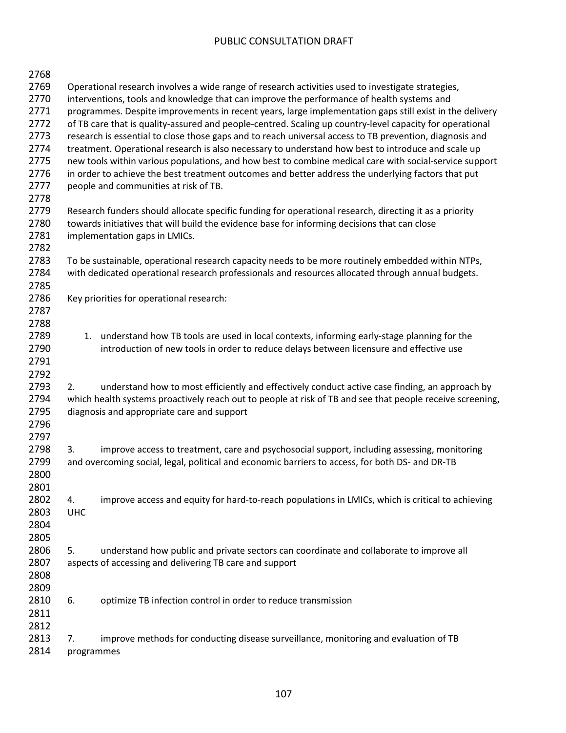Operational research involves a wide range of research activities used to investigate strategies, interventions, tools and knowledge that can improve the performance of health systems and programmes. Despite improvements in recent years, large implementation gaps still exist in the delivery of TB care that is quality-assured and people-centred. Scaling up country-level capacity for operational research is essential to close those gaps and to reach universal access to TB prevention, diagnosis and treatment. Operational research is also necessary to understand how best to introduce and scale up new tools within various populations, and how best to combine medical care with social-service support in order to achieve the best treatment outcomes and better address the underlying factors that put people and communities at risk of TB.

Research funders should allocate specific funding for operational research, directing it as a priority towards initiatives that will build the evidence base for informing decisions that can close implementation gaps in LMICs.

To be sustainable, operational research capacity needs to be more routinely embedded within NTPs, with dedicated operational research professionals and resources allocated through annual budgets.

Key priorities for operational research:

1. understand how TB tools are used in local contexts, informing early-stage planning for the introduction of new tools in order to reduce delays between licensure and effective use

2. understand how to most efficiently and effectively conduct active case finding, an approach by which health systems proactively reach out to people at risk of TB and see that people receive screening, diagnosis and appropriate care and support

3. improve access to treatment, care and psychosocial support, including assessing, monitoring and overcoming social, legal, political and economic barriers to access, for both DS- and DR-TB

4. improve access and equity for hard-to-reach populations in LMICs, which is critical to achieving UHC

5. understand how public and private sectors can coordinate and collaborate to improve all aspects of accessing and delivering TB care and support

6. optimize TB infection control in order to reduce transmission

7. improve methods for conducting disease surveillance, monitoring and evaluation of TB programmes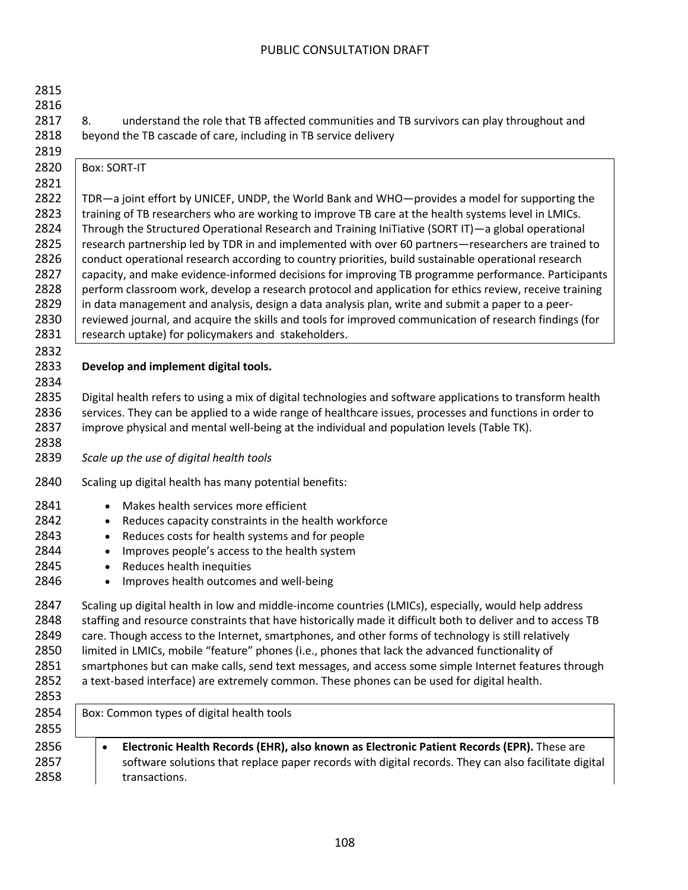8. understand the role that TB affected communities and TB survivors can play throughout and beyond the TB cascade of care, including in TB service delivery

> Box: SORT-IT
>
> TDR—a joint effort by UNICEF, UNDP, the World Bank and WHO—provides a model for supporting the training of TB researchers who are working to improve TB care at the health systems level in LMICs. Through the Structured Operational Research and Training IniTiative (SORT IT)—a global operational research partnership led by TDR in and implemented with over 60 partners—researchers are trained to conduct operational research according to country priorities, build sustainable operational research capacity, and make evidence-informed decisions for improving TB programme performance. Participants perform classroom work, develop a research protocol and application for ethics review, receive training in data management and analysis, design a data analysis plan, write and submit a paper to a peer-reviewed journal, and acquire the skills and tools for improved communication of research findings (for research uptake) for policymakers and stakeholders.

**Develop and implement digital tools.**

Digital health refers to using a mix of digital technologies and software applications to transform health services. They can be applied to a wide range of healthcare issues, processes and functions in order to improve physical and mental well-being at the individual and population levels (Table TK).

*Scale up the use of digital health tools*

Scaling up digital health has many potential benefits:

- Makes health services more efficient
- Reduces capacity constraints in the health workforce
- Reduces costs for health systems and for people
- Improves people's access to the health system
- Reduces health inequities
- Improves health outcomes and well-being

Scaling up digital health in low and middle-income countries (LMICs), especially, would help address staffing and resource constraints that have historically made it difficult both to deliver and to access TB care. Though access to the Internet, smartphones, and other forms of technology is still relatively limited in LMICs, mobile "feature" phones (i.e., phones that lack the advanced functionality of smartphones but can make calls, send text messages, and access some simple Internet features through a text-based interface) are extremely common. These phones can be used for digital health.

> Box: Common types of digital health tools
>
> - **Electronic Health Records (EHR), also known as Electronic Patient Records (EPR).** These are software solutions that replace paper records with digital records. They can also facilitate digital transactions.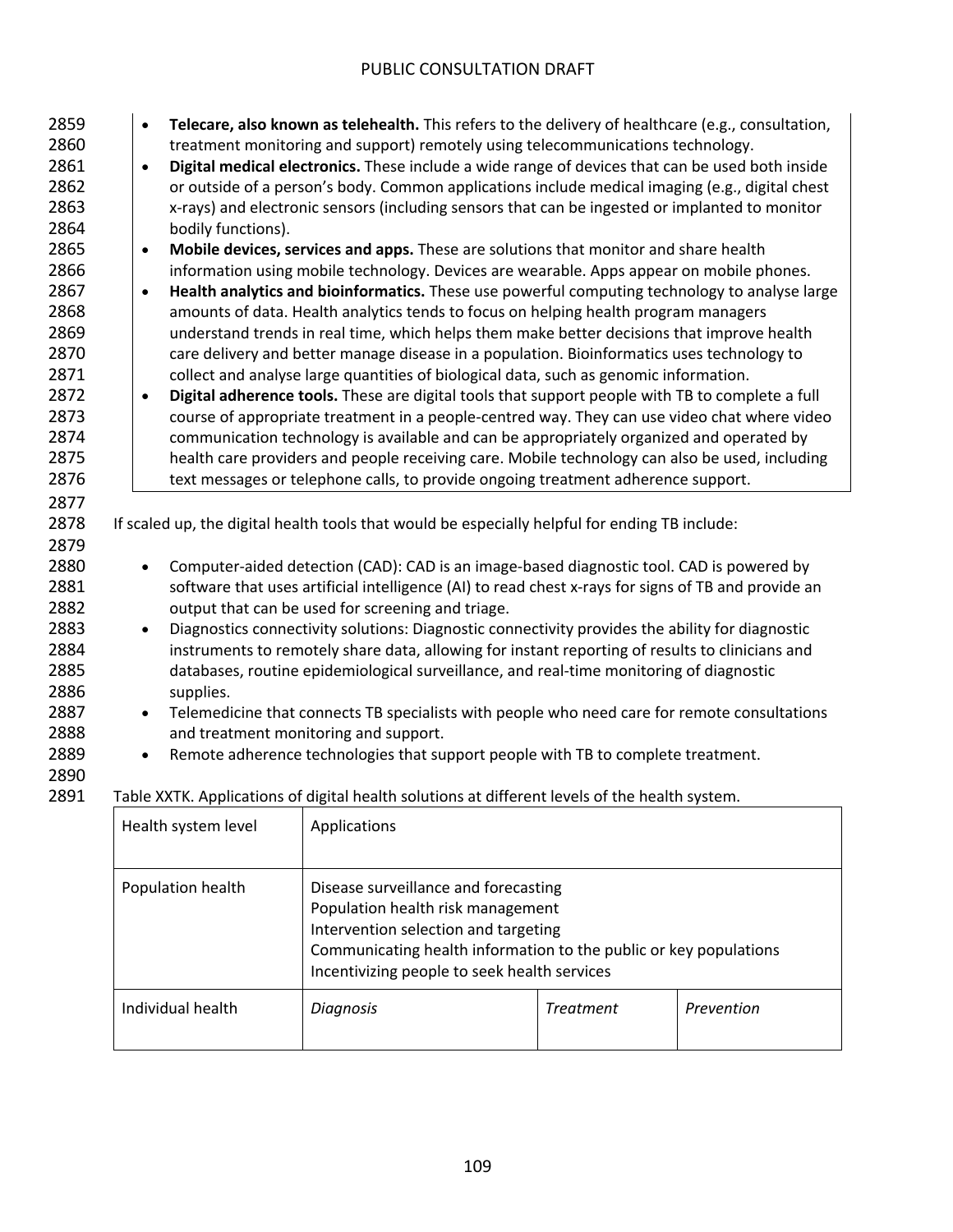- **Telecare, also known as telehealth.** This refers to the delivery of healthcare (e.g., consultation, treatment monitoring and support) remotely using telecommunications technology.
- **Digital medical electronics.** These include a wide range of devices that can be used both inside or outside of a person's body. Common applications include medical imaging (e.g., digital chest x-rays) and electronic sensors (including sensors that can be ingested or implanted to monitor bodily functions).
- **Mobile devices, services and apps.** These are solutions that monitor and share health information using mobile technology. Devices are wearable. Apps appear on mobile phones.
- **Health analytics and bioinformatics.** These use powerful computing technology to analyse large amounts of data. Health analytics tends to focus on helping health program managers understand trends in real time, which helps them make better decisions that improve health care delivery and better manage disease in a population. Bioinformatics uses technology to collect and analyse large quantities of biological data, such as genomic information.
- **Digital adherence tools.** These are digital tools that support people with TB to complete a full course of appropriate treatment in a people-centred way. They can use video chat where video communication technology is available and can be appropriately organized and operated by health care providers and people receiving care. Mobile technology can also be used, including text messages or telephone calls, to provide ongoing treatment adherence support.

If scaled up, the digital health tools that would be especially helpful for ending TB include:

- Computer-aided detection (CAD): CAD is an image-based diagnostic tool. CAD is powered by software that uses artificial intelligence (AI) to read chest x-rays for signs of TB and provide an output that can be used for screening and triage.
- Diagnostics connectivity solutions: Diagnostic connectivity provides the ability for diagnostic instruments to remotely share data, allowing for instant reporting of results to clinicians and databases, routine epidemiological surveillance, and real-time monitoring of diagnostic supplies.
- Telemedicine that connects TB specialists with people who need care for remote consultations and treatment monitoring and support.
- Remote adherence technologies that support people with TB to complete treatment.

Table XXTK. Applications of digital health solutions at different levels of the health system.

| Health system level | Applications | | |
|---|---|---|---|
| Population health | Disease surveillance and forecasting<br>Population health risk management<br>Intervention selection and targeting<br>Communicating health information to the public or key populations<br>Incentivizing people to seek health services | | |
| Individual health | *Diagnosis* | *Treatment* | *Prevention* |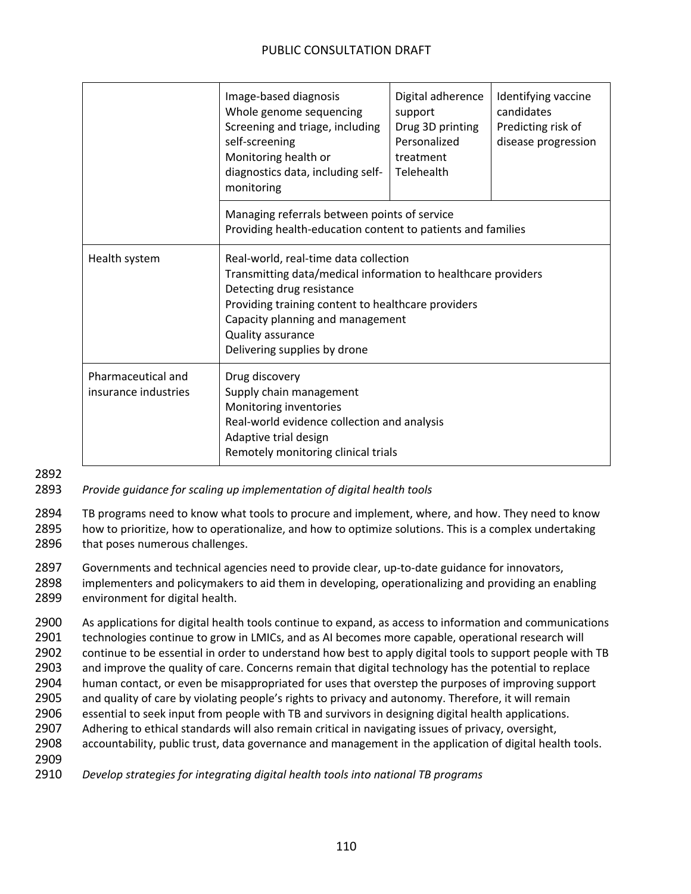| | | | |
|---|---|---|---|
| | Image-based diagnosis<br>Whole genome sequencing<br>Screening and triage, including self-screening<br>Monitoring health or diagnostics data, including self-monitoring | Digital adherence support<br>Drug 3D printing<br>Personalized treatment<br>Telehealth | Identifying vaccine candidates<br>Predicting risk of disease progression |
| | Managing referrals between points of service<br>Providing health-education content to patients and families | | |
| Health system | Real-world, real-time data collection<br>Transmitting data/medical information to healthcare providers<br>Detecting drug resistance<br>Providing training content to healthcare providers<br>Capacity planning and management<br>Quality assurance<br>Delivering supplies by drone | | |
| Pharmaceutical and insurance industries | Drug discovery<br>Supply chain management<br>Monitoring inventories<br>Real-world evidence collection and analysis<br>Adaptive trial design<br>Remotely monitoring clinical trials | | |

*Provide guidance for scaling up implementation of digital health tools*

TB programs need to know what tools to procure and implement, where, and how. They need to know how to prioritize, how to operationalize, and how to optimize solutions. This is a complex undertaking that poses numerous challenges.

Governments and technical agencies need to provide clear, up-to-date guidance for innovators, implementers and policymakers to aid them in developing, operationalizing and providing an enabling environment for digital health.

As applications for digital health tools continue to expand, as access to information and communications technologies continue to grow in LMICs, and as AI becomes more capable, operational research will continue to be essential in order to understand how best to apply digital tools to support people with TB and improve the quality of care. Concerns remain that digital technology has the potential to replace human contact, or even be misappropriated for uses that overstep the purposes of improving support and quality of care by violating people's rights to privacy and autonomy. Therefore, it will remain essential to seek input from people with TB and survivors in designing digital health applications. Adhering to ethical standards will also remain critical in navigating issues of privacy, oversight, accountability, public trust, data governance and management in the application of digital health tools.

*Develop strategies for integrating digital health tools into national TB programs*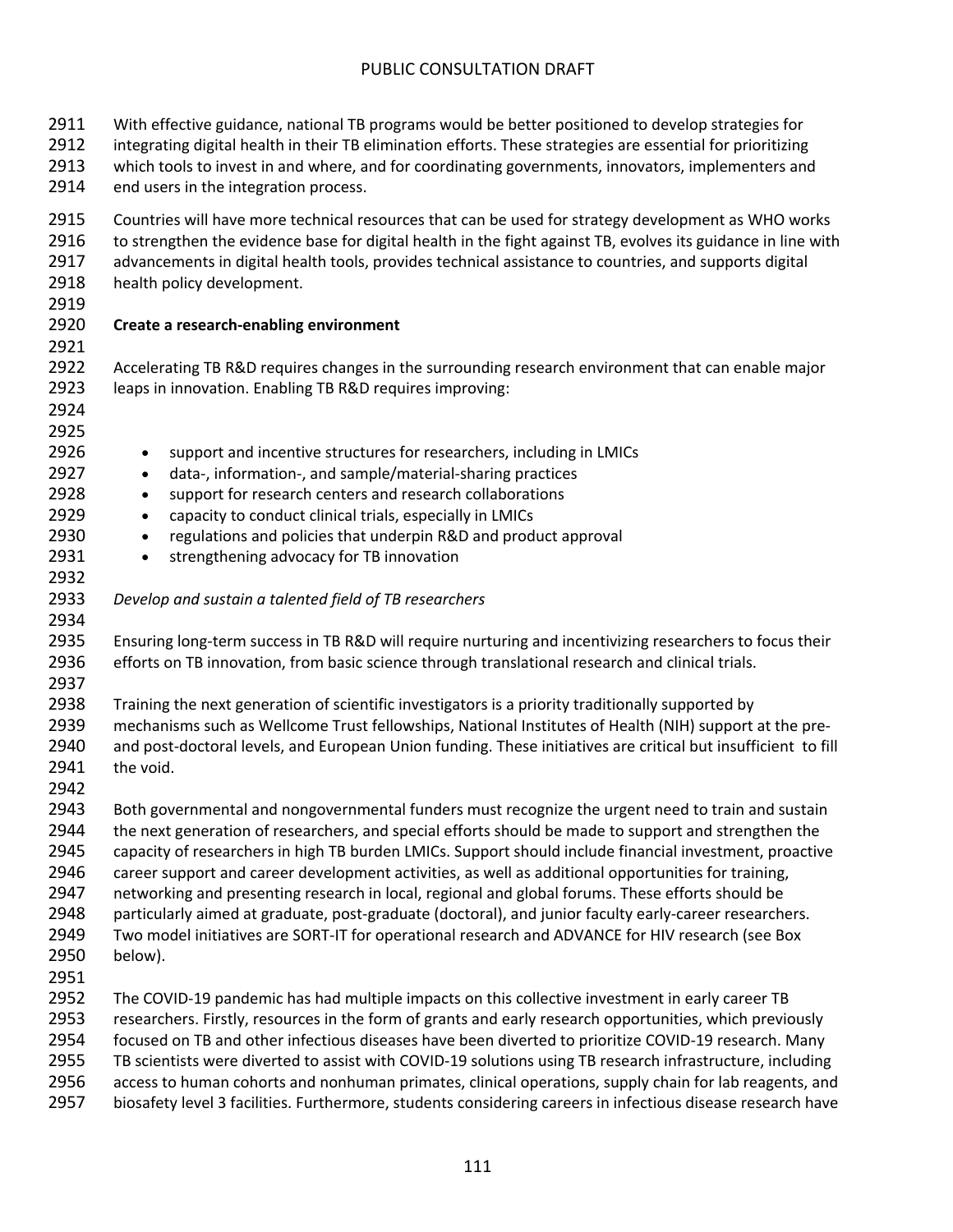With effective guidance, national TB programs would be better positioned to develop strategies for integrating digital health in their TB elimination efforts. These strategies are essential for prioritizing which tools to invest in and where, and for coordinating governments, innovators, implementers and end users in the integration process.

Countries will have more technical resources that can be used for strategy development as WHO works to strengthen the evidence base for digital health in the fight against TB, evolves its guidance in line with advancements in digital health tools, provides technical assistance to countries, and supports digital health policy development.

**Create a research-enabling environment**

Accelerating TB R&D requires changes in the surrounding research environment that can enable major leaps in innovation. Enabling TB R&D requires improving:

- support and incentive structures for researchers, including in LMICs
- data-, information-, and sample/material-sharing practices
- support for research centers and research collaborations
- capacity to conduct clinical trials, especially in LMICs
- regulations and policies that underpin R&D and product approval
- strengthening advocacy for TB innovation

*Develop and sustain a talented field of TB researchers*

Ensuring long-term success in TB R&D will require nurturing and incentivizing researchers to focus their efforts on TB innovation, from basic science through translational research and clinical trials.

Training the next generation of scientific investigators is a priority traditionally supported by mechanisms such as Wellcome Trust fellowships, National Institutes of Health (NIH) support at the pre- and post-doctoral levels, and European Union funding. These initiatives are critical but insufficient to fill the void.

Both governmental and nongovernmental funders must recognize the urgent need to train and sustain the next generation of researchers, and special efforts should be made to support and strengthen the capacity of researchers in high TB burden LMICs. Support should include financial investment, proactive career support and career development activities, as well as additional opportunities for training, networking and presenting research in local, regional and global forums. These efforts should be particularly aimed at graduate, post-graduate (doctoral), and junior faculty early-career researchers. Two model initiatives are SORT-IT for operational research and ADVANCE for HIV research (see Box below).

The COVID-19 pandemic has had multiple impacts on this collective investment in early career TB researchers. Firstly, resources in the form of grants and early research opportunities, which previously focused on TB and other infectious diseases have been diverted to prioritize COVID-19 research. Many TB scientists were diverted to assist with COVID-19 solutions using TB research infrastructure, including access to human cohorts and nonhuman primates, clinical operations, supply chain for lab reagents, and biosafety level 3 facilities. Furthermore, students considering careers in infectious disease research have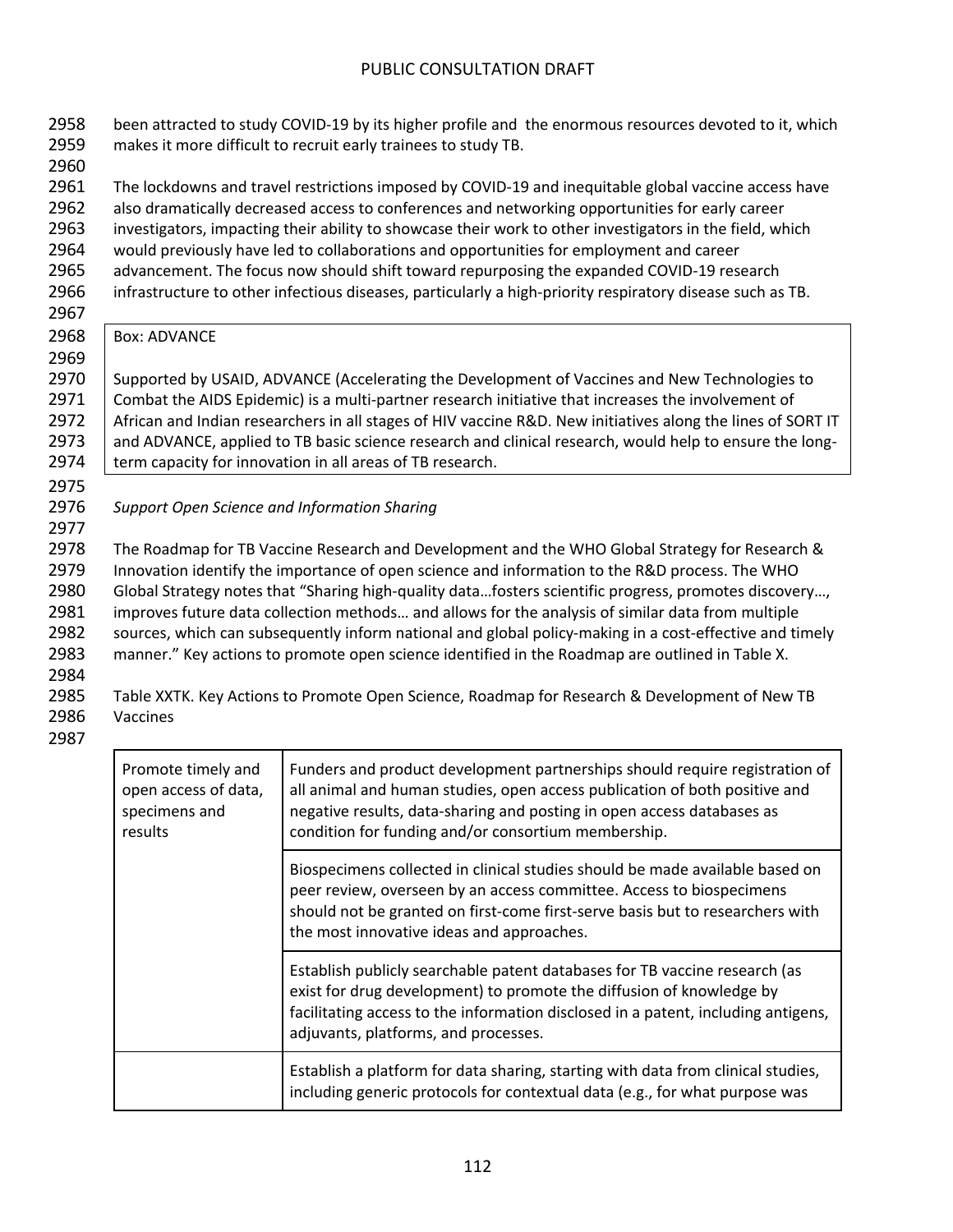been attracted to study COVID-19 by its higher profile and the enormous resources devoted to it, which makes it more difficult to recruit early trainees to study TB.

The lockdowns and travel restrictions imposed by COVID-19 and inequitable global vaccine access have also dramatically decreased access to conferences and networking opportunities for early career investigators, impacting their ability to showcase their work to other investigators in the field, which would previously have led to collaborations and opportunities for employment and career advancement. The focus now should shift toward repurposing the expanded COVID-19 research infrastructure to other infectious diseases, particularly a high-priority respiratory disease such as TB.

> Box: ADVANCE
>
> Supported by USAID, ADVANCE (Accelerating the Development of Vaccines and New Technologies to Combat the AIDS Epidemic) is a multi-partner research initiative that increases the involvement of African and Indian researchers in all stages of HIV vaccine R&D. New initiatives along the lines of SORT IT and ADVANCE, applied to TB basic science research and clinical research, would help to ensure the long-term capacity for innovation in all areas of TB research.

*Support Open Science and Information Sharing*

The Roadmap for TB Vaccine Research and Development and the WHO Global Strategy for Research & Innovation identify the importance of open science and information to the R&D process. The WHO Global Strategy notes that "Sharing high-quality data…fosters scientific progress, promotes discovery…, improves future data collection methods… and allows for the analysis of similar data from multiple sources, which can subsequently inform national and global policy-making in a cost-effective and timely manner." Key actions to promote open science identified in the Roadmap are outlined in Table X.

Table XXTK. Key Actions to Promote Open Science, Roadmap for Research & Development of New TB Vaccines

| | |
|---|---|
| Promote timely and open access of data, specimens and results | Funders and product development partnerships should require registration of all animal and human studies, open access publication of both positive and negative results, data-sharing and posting in open access databases as condition for funding and/or consortium membership. |
| | Biospecimens collected in clinical studies should be made available based on peer review, overseen by an access committee. Access to biospecimens should not be granted on first-come first-serve basis but to researchers with the most innovative ideas and approaches. |
| | Establish publicly searchable patent databases for TB vaccine research (as exist for drug development) to promote the diffusion of knowledge by facilitating access to the information disclosed in a patent, including antigens, adjuvants, platforms, and processes. |
| | Establish a platform for data sharing, starting with data from clinical studies, including generic protocols for contextual data (e.g., for what purpose was |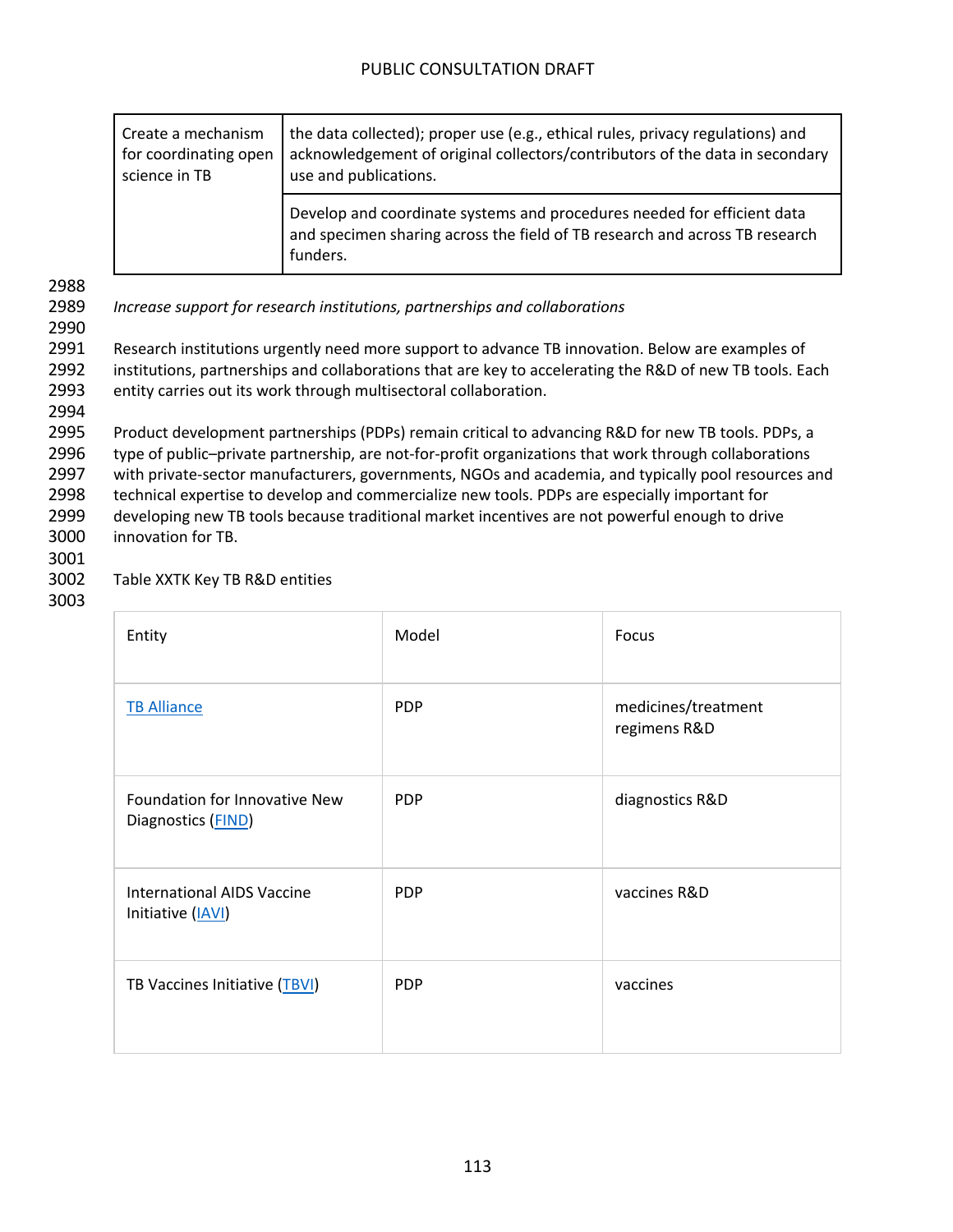| Create a mechanism for coordinating open science in TB | the data collected); proper use (e.g., ethical rules, privacy regulations) and acknowledgement of original collectors/contributors of the data in secondary use and publications. |
| --- | --- |
| | Develop and coordinate systems and procedures needed for efficient data and specimen sharing across the field of TB research and across TB research funders. |

*Increase support for research institutions, partnerships and collaborations*

Research institutions urgently need more support to advance TB innovation. Below are examples of institutions, partnerships and collaborations that are key to accelerating the R&D of new TB tools. Each entity carries out its work through multisectoral collaboration.

Product development partnerships (PDPs) remain critical to advancing R&D for new TB tools. PDPs, a type of public–private partnership, are not-for-profit organizations that work through collaborations with private-sector manufacturers, governments, NGOs and academia, and typically pool resources and technical expertise to develop and commercialize new tools. PDPs are especially important for developing new TB tools because traditional market incentives are not powerful enough to drive innovation for TB.

Table XXTK Key TB R&D entities

| Entity | Model | Focus |
| --- | --- | --- |
| TB Alliance | PDP | medicines/treatment regimens R&D |
| Foundation for Innovative New Diagnostics (FIND) | PDP | diagnostics R&D |
| International AIDS Vaccine Initiative (IAVI) | PDP | vaccines R&D |
| TB Vaccines Initiative (TBVI) | PDP | vaccines |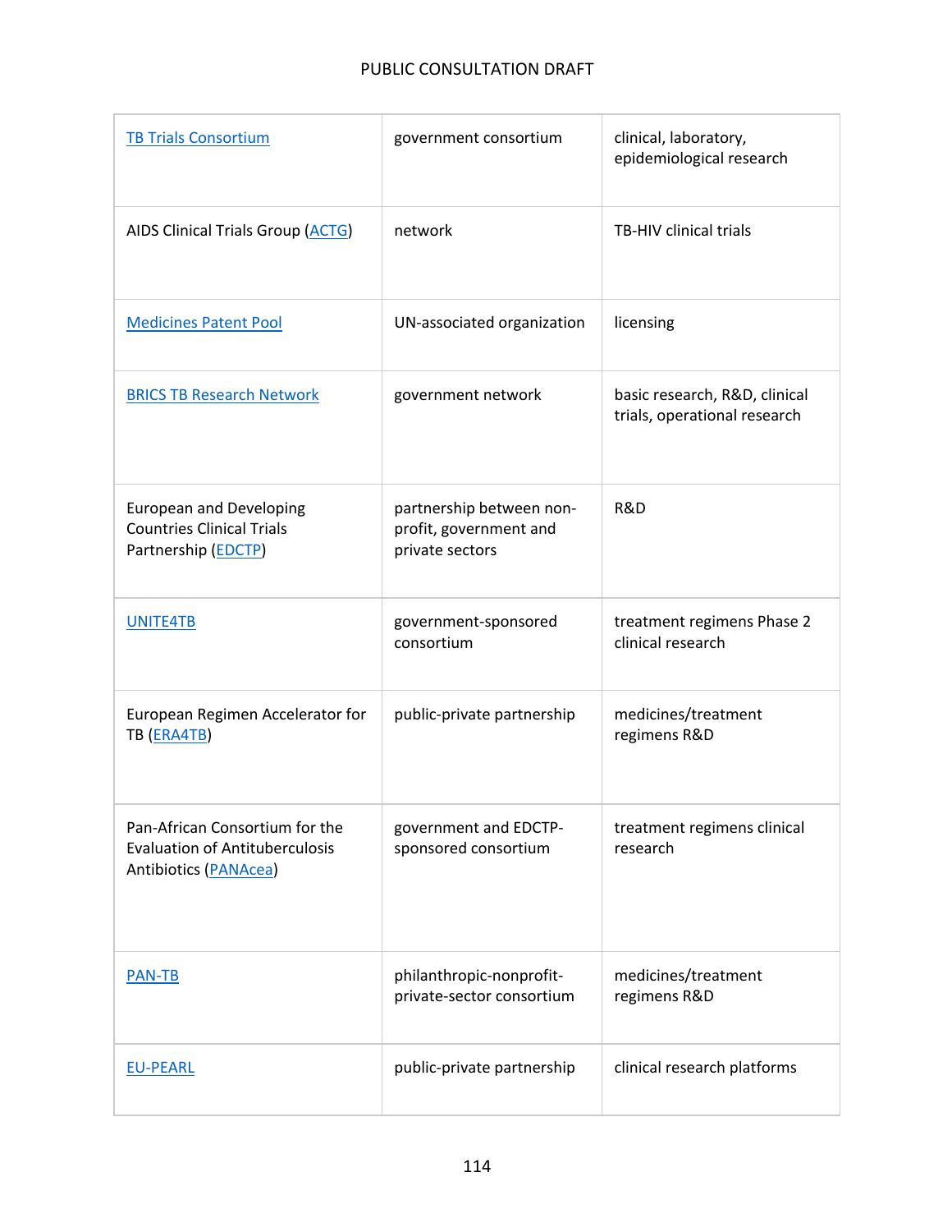| | | |
|---|---|---|
| TB Trials Consortium | government consortium | clinical, laboratory, epidemiological research |
| AIDS Clinical Trials Group (ACTG) | network | TB-HIV clinical trials |
| Medicines Patent Pool | UN-associated organization | licensing |
| BRICS TB Research Network | government network | basic research, R&D, clinical trials, operational research |
| European and Developing Countries Clinical Trials Partnership (EDCTP) | partnership between non-profit, government and private sectors | R&D |
| UNITE4TB | government-sponsored consortium | treatment regimens Phase 2 clinical research |
| European Regimen Accelerator for TB (ERA4TB) | public-private partnership | medicines/treatment regimens R&D |
| Pan-African Consortium for the Evaluation of Antituberculosis Antibiotics (PANAcea) | government and EDCTP-sponsored consortium | treatment regimens clinical research |
| PAN-TB | philanthropic-nonprofit-private-sector consortium | medicines/treatment regimens R&D |
| EU-PEARL | public-private partnership | clinical research platforms |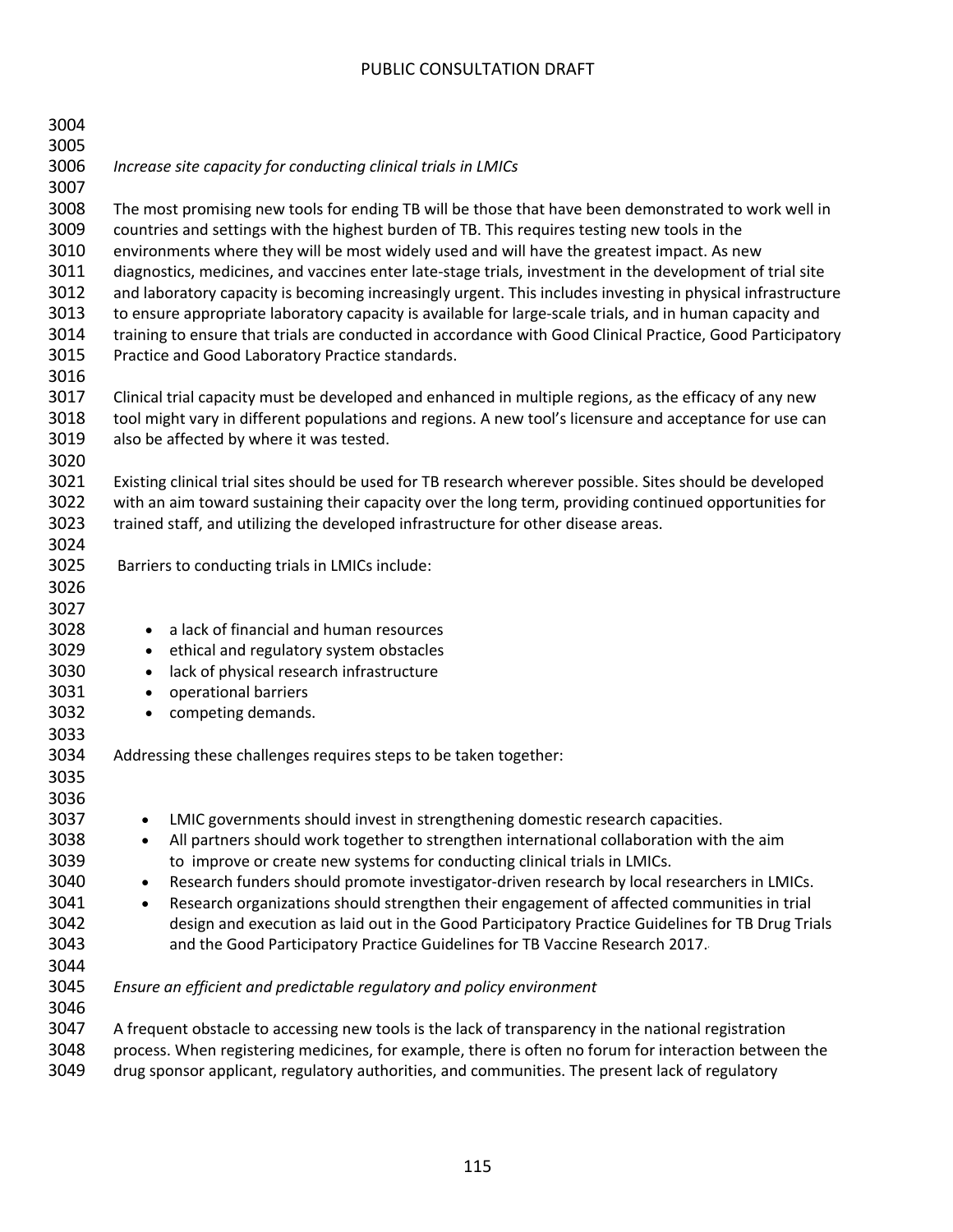*Increase site capacity for conducting clinical trials in LMICs*

The most promising new tools for ending TB will be those that have been demonstrated to work well in countries and settings with the highest burden of TB. This requires testing new tools in the environments where they will be most widely used and will have the greatest impact. As new diagnostics, medicines, and vaccines enter late-stage trials, investment in the development of trial site and laboratory capacity is becoming increasingly urgent. This includes investing in physical infrastructure to ensure appropriate laboratory capacity is available for large-scale trials, and in human capacity and training to ensure that trials are conducted in accordance with Good Clinical Practice, Good Participatory Practice and Good Laboratory Practice standards.

Clinical trial capacity must be developed and enhanced in multiple regions, as the efficacy of any new tool might vary in different populations and regions. A new tool's licensure and acceptance for use can also be affected by where it was tested.

Existing clinical trial sites should be used for TB research wherever possible. Sites should be developed with an aim toward sustaining their capacity over the long term, providing continued opportunities for trained staff, and utilizing the developed infrastructure for other disease areas.

Barriers to conducting trials in LMICs include:

- a lack of financial and human resources
- ethical and regulatory system obstacles
- lack of physical research infrastructure
- operational barriers
- competing demands.

Addressing these challenges requires steps to be taken together:

- LMIC governments should invest in strengthening domestic research capacities.
- All partners should work together to strengthen international collaboration with the aim to improve or create new systems for conducting clinical trials in LMICs.
- Research funders should promote investigator-driven research by local researchers in LMICs.
- Research organizations should strengthen their engagement of affected communities in trial design and execution as laid out in the Good Participatory Practice Guidelines for TB Drug Trials and the Good Participatory Practice Guidelines for TB Vaccine Research 2017.

*Ensure an efficient and predictable regulatory and policy environment*

A frequent obstacle to accessing new tools is the lack of transparency in the national registration process. When registering medicines, for example, there is often no forum for interaction between the drug sponsor applicant, regulatory authorities, and communities. The present lack of regulatory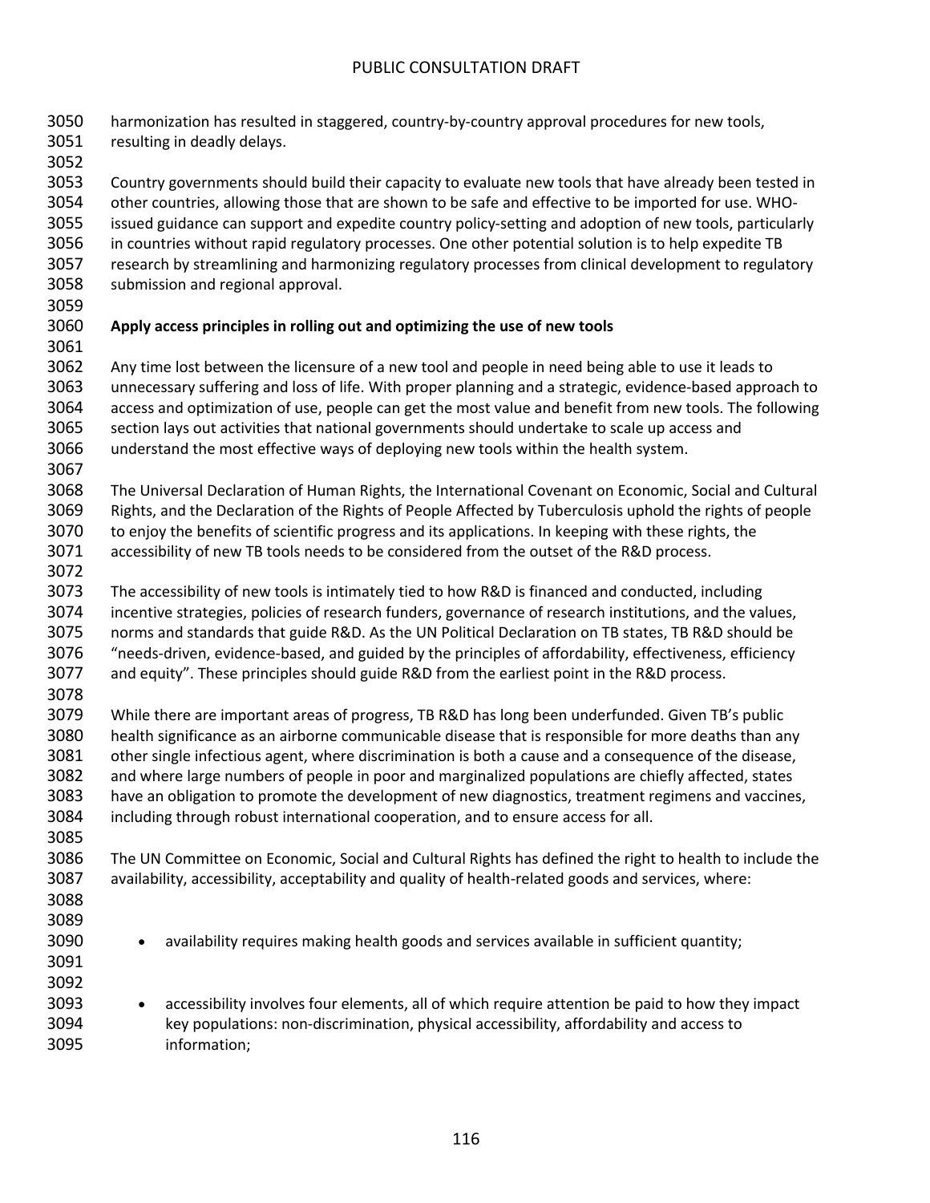harmonization has resulted in staggered, country-by-country approval procedures for new tools, resulting in deadly delays.

Country governments should build their capacity to evaluate new tools that have already been tested in other countries, allowing those that are shown to be safe and effective to be imported for use. WHO-issued guidance can support and expedite country policy-setting and adoption of new tools, particularly in countries without rapid regulatory processes. One other potential solution is to help expedite TB research by streamlining and harmonizing regulatory processes from clinical development to regulatory submission and regional approval.

**Apply access principles in rolling out and optimizing the use of new tools**

Any time lost between the licensure of a new tool and people in need being able to use it leads to unnecessary suffering and loss of life. With proper planning and a strategic, evidence-based approach to access and optimization of use, people can get the most value and benefit from new tools. The following section lays out activities that national governments should undertake to scale up access and understand the most effective ways of deploying new tools within the health system.

The Universal Declaration of Human Rights, the International Covenant on Economic, Social and Cultural Rights, and the Declaration of the Rights of People Affected by Tuberculosis uphold the rights of people to enjoy the benefits of scientific progress and its applications. In keeping with these rights, the accessibility of new TB tools needs to be considered from the outset of the R&D process.

The accessibility of new tools is intimately tied to how R&D is financed and conducted, including incentive strategies, policies of research funders, governance of research institutions, and the values, norms and standards that guide R&D. As the UN Political Declaration on TB states, TB R&D should be "needs-driven, evidence-based, and guided by the principles of affordability, effectiveness, efficiency and equity". These principles should guide R&D from the earliest point in the R&D process.

While there are important areas of progress, TB R&D has long been underfunded. Given TB's public health significance as an airborne communicable disease that is responsible for more deaths than any other single infectious agent, where discrimination is both a cause and a consequence of the disease, and where large numbers of people in poor and marginalized populations are chiefly affected, states have an obligation to promote the development of new diagnostics, treatment regimens and vaccines, including through robust international cooperation, and to ensure access for all.

The UN Committee on Economic, Social and Cultural Rights has defined the right to health to include the availability, accessibility, acceptability and quality of health-related goods and services, where:

- availability requires making health goods and services available in sufficient quantity;
- accessibility involves four elements, all of which require attention be paid to how they impact key populations: non-discrimination, physical accessibility, affordability and access to information;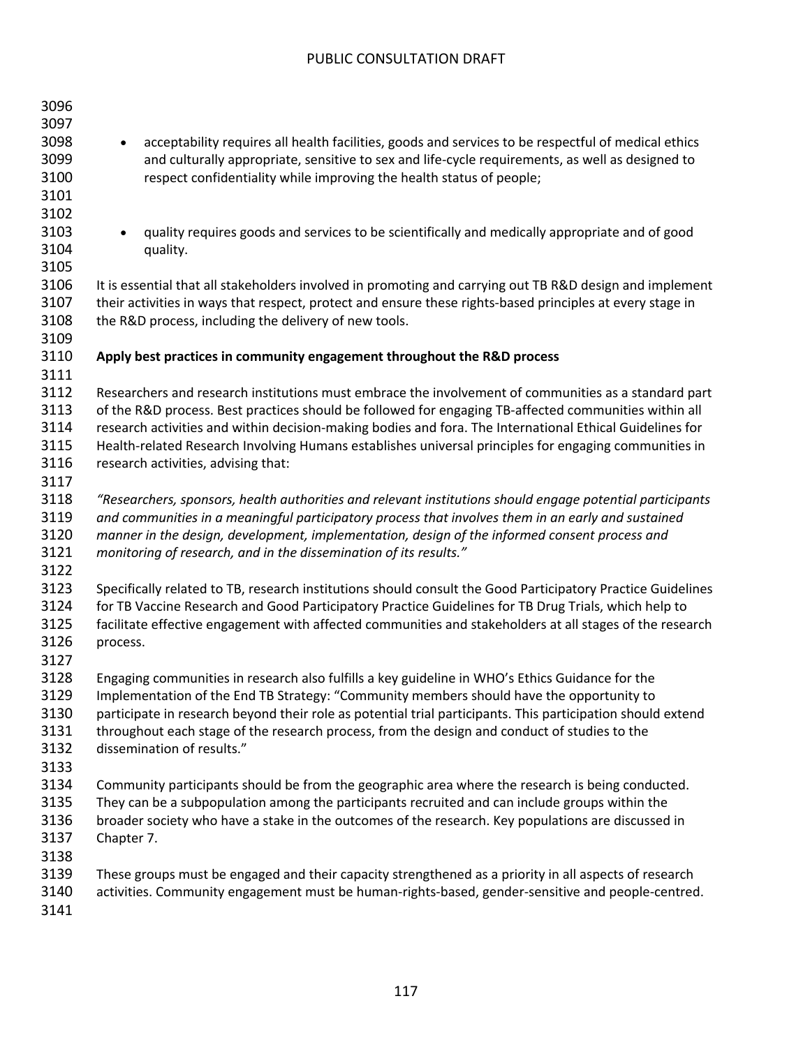- acceptability requires all health facilities, goods and services to be respectful of medical ethics and culturally appropriate, sensitive to sex and life-cycle requirements, as well as designed to respect confidentiality while improving the health status of people;

- quality requires goods and services to be scientifically and medically appropriate and of good quality.

It is essential that all stakeholders involved in promoting and carrying out TB R&D design and implement their activities in ways that respect, protect and ensure these rights-based principles at every stage in the R&D process, including the delivery of new tools.

**Apply best practices in community engagement throughout the R&D process**

Researchers and research institutions must embrace the involvement of communities as a standard part of the R&D process. Best practices should be followed for engaging TB-affected communities within all research activities and within decision-making bodies and fora. The International Ethical Guidelines for Health-related Research Involving Humans establishes universal principles for engaging communities in research activities, advising that:

*"Researchers, sponsors, health authorities and relevant institutions should engage potential participants and communities in a meaningful participatory process that involves them in an early and sustained manner in the design, development, implementation, design of the informed consent process and monitoring of research, and in the dissemination of its results."*

Specifically related to TB, research institutions should consult the Good Participatory Practice Guidelines for TB Vaccine Research and Good Participatory Practice Guidelines for TB Drug Trials, which help to facilitate effective engagement with affected communities and stakeholders at all stages of the research process.

Engaging communities in research also fulfills a key guideline in WHO's Ethics Guidance for the Implementation of the End TB Strategy: "Community members should have the opportunity to participate in research beyond their role as potential trial participants. This participation should extend throughout each stage of the research process, from the design and conduct of studies to the dissemination of results."

Community participants should be from the geographic area where the research is being conducted. They can be a subpopulation among the participants recruited and can include groups within the broader society who have a stake in the outcomes of the research. Key populations are discussed in Chapter 7.

These groups must be engaged and their capacity strengthened as a priority in all aspects of research activities. Community engagement must be human-rights-based, gender-sensitive and people-centred.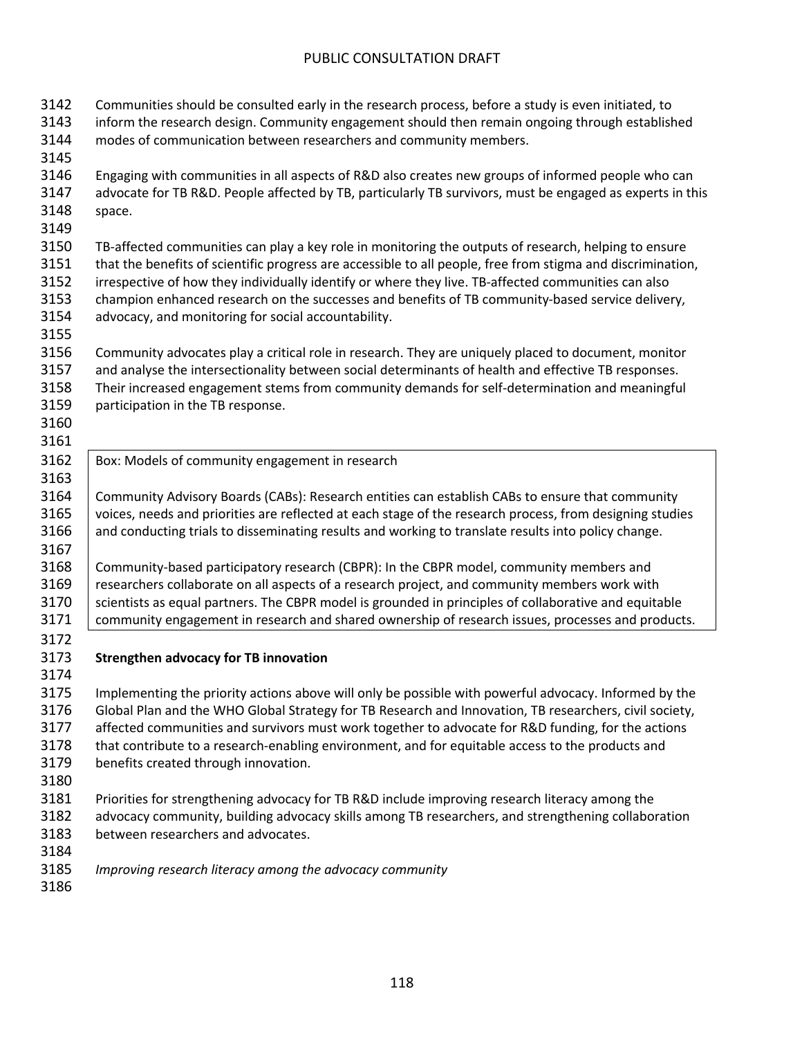Communities should be consulted early in the research process, before a study is even initiated, to inform the research design. Community engagement should then remain ongoing through established modes of communication between researchers and community members.

Engaging with communities in all aspects of R&D also creates new groups of informed people who can advocate for TB R&D. People affected by TB, particularly TB survivors, must be engaged as experts in this space.

TB-affected communities can play a key role in monitoring the outputs of research, helping to ensure that the benefits of scientific progress are accessible to all people, free from stigma and discrimination, irrespective of how they individually identify or where they live. TB-affected communities can also champion enhanced research on the successes and benefits of TB community-based service delivery, advocacy, and monitoring for social accountability.

Community advocates play a critical role in research. They are uniquely placed to document, monitor and analyse the intersectionality between social determinants of health and effective TB responses. Their increased engagement stems from community demands for self-determination and meaningful participation in the TB response.

> Box: Models of community engagement in research
>
> Community Advisory Boards (CABs): Research entities can establish CABs to ensure that community voices, needs and priorities are reflected at each stage of the research process, from designing studies and conducting trials to disseminating results and working to translate results into policy change.
>
> Community-based participatory research (CBPR): In the CBPR model, community members and researchers collaborate on all aspects of a research project, and community members work with scientists as equal partners. The CBPR model is grounded in principles of collaborative and equitable community engagement in research and shared ownership of research issues, processes and products.

**Strengthen advocacy for TB innovation**

Implementing the priority actions above will only be possible with powerful advocacy. Informed by the Global Plan and the WHO Global Strategy for TB Research and Innovation, TB researchers, civil society, affected communities and survivors must work together to advocate for R&D funding, for the actions that contribute to a research-enabling environment, and for equitable access to the products and benefits created through innovation.

Priorities for strengthening advocacy for TB R&D include improving research literacy among the advocacy community, building advocacy skills among TB researchers, and strengthening collaboration between researchers and advocates.

*Improving research literacy among the advocacy community*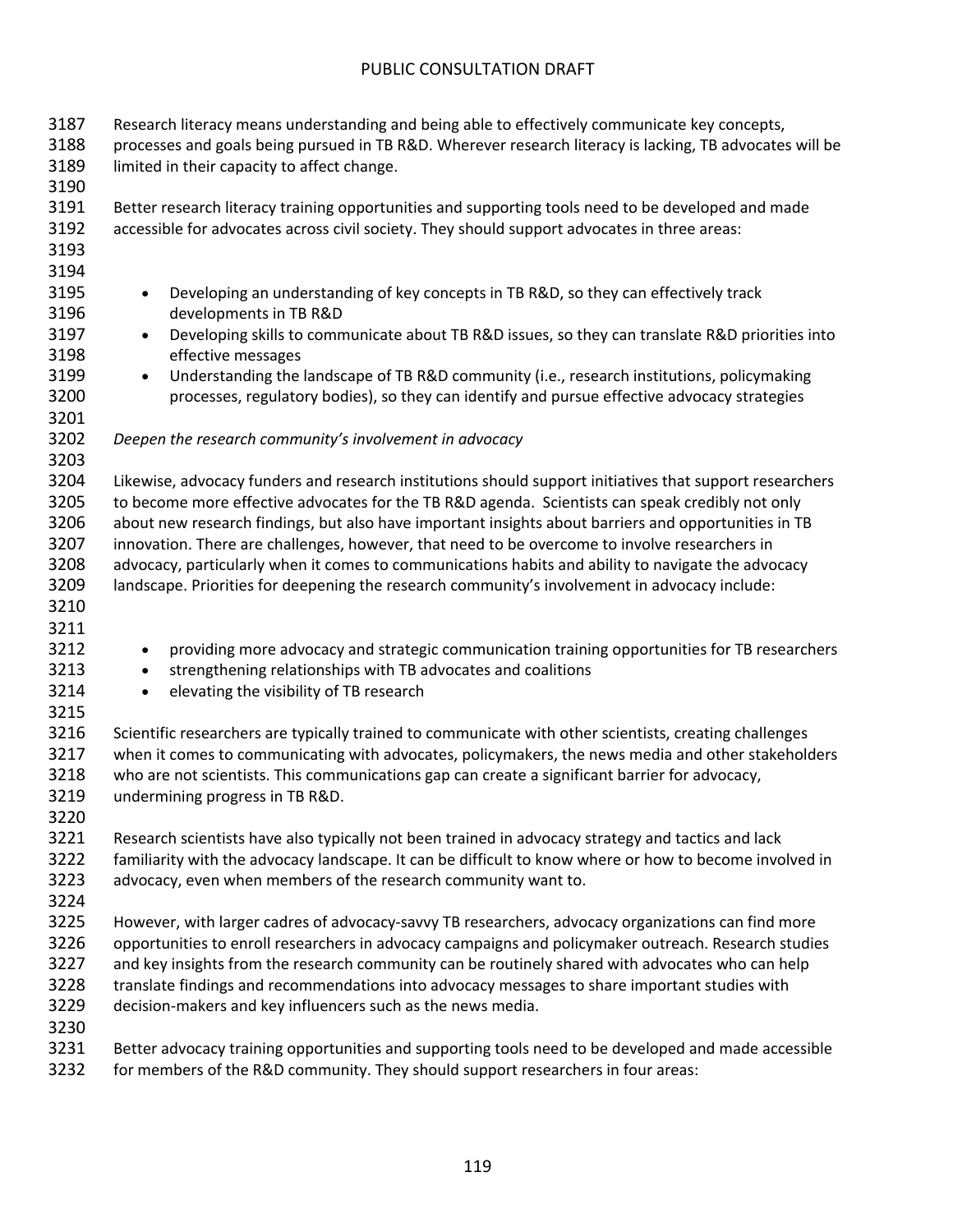Research literacy means understanding and being able to effectively communicate key concepts, processes and goals being pursued in TB R&D. Wherever research literacy is lacking, TB advocates will be limited in their capacity to affect change.

Better research literacy training opportunities and supporting tools need to be developed and made accessible for advocates across civil society. They should support advocates in three areas:

- Developing an understanding of key concepts in TB R&D, so they can effectively track developments in TB R&D
- Developing skills to communicate about TB R&D issues, so they can translate R&D priorities into effective messages
- Understanding the landscape of TB R&D community (i.e., research institutions, policymaking processes, regulatory bodies), so they can identify and pursue effective advocacy strategies

*Deepen the research community's involvement in advocacy*

Likewise, advocacy funders and research institutions should support initiatives that support researchers to become more effective advocates for the TB R&D agenda. Scientists can speak credibly not only about new research findings, but also have important insights about barriers and opportunities in TB innovation. There are challenges, however, that need to be overcome to involve researchers in advocacy, particularly when it comes to communications habits and ability to navigate the advocacy landscape. Priorities for deepening the research community's involvement in advocacy include:

- providing more advocacy and strategic communication training opportunities for TB researchers
- strengthening relationships with TB advocates and coalitions
- elevating the visibility of TB research

Scientific researchers are typically trained to communicate with other scientists, creating challenges when it comes to communicating with advocates, policymakers, the news media and other stakeholders who are not scientists. This communications gap can create a significant barrier for advocacy, undermining progress in TB R&D.

Research scientists have also typically not been trained in advocacy strategy and tactics and lack familiarity with the advocacy landscape. It can be difficult to know where or how to become involved in advocacy, even when members of the research community want to.

However, with larger cadres of advocacy-savvy TB researchers, advocacy organizations can find more opportunities to enroll researchers in advocacy campaigns and policymaker outreach. Research studies and key insights from the research community can be routinely shared with advocates who can help translate findings and recommendations into advocacy messages to share important studies with decision-makers and key influencers such as the news media.

Better advocacy training opportunities and supporting tools need to be developed and made accessible for members of the R&D community. They should support researchers in four areas: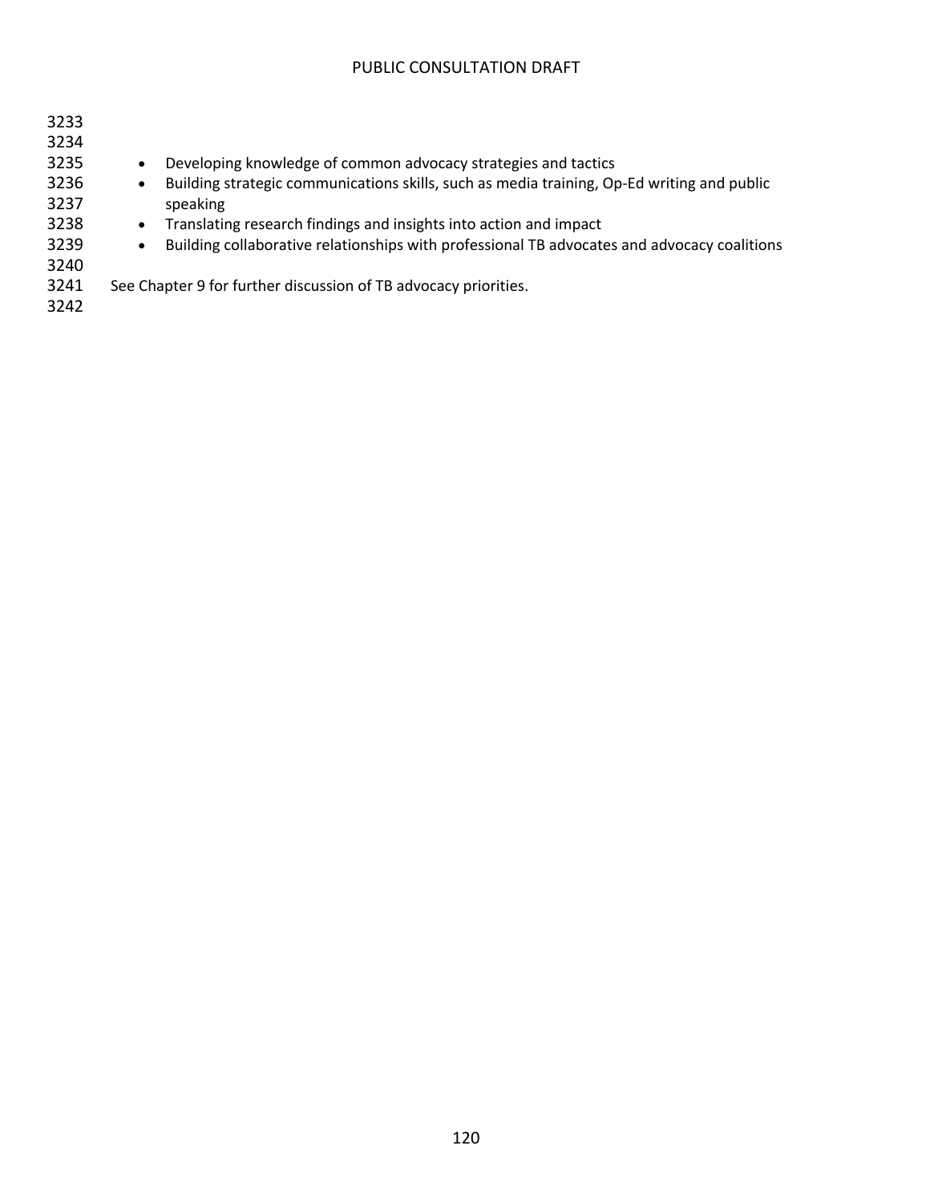- Developing knowledge of common advocacy strategies and tactics
- Building strategic communications skills, such as media training, Op-Ed writing and public speaking
- Translating research findings and insights into action and impact
- Building collaborative relationships with professional TB advocates and advocacy coalitions

See Chapter 9 for further discussion of TB advocacy priorities.